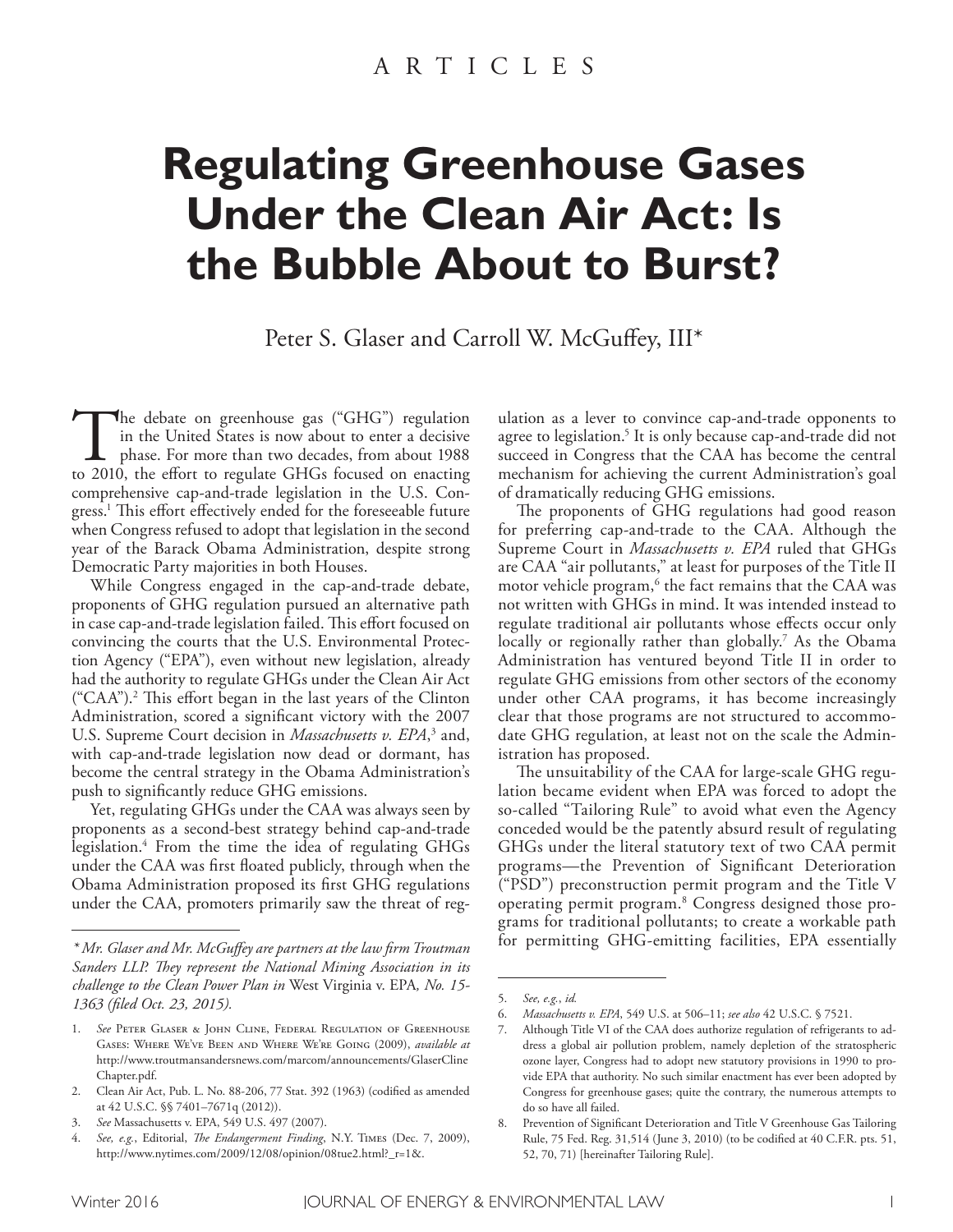ARTICLES

# Regulating Greenhouse Gases Under the Clean Air Act: Is the Bubble About to Burst?

Peter S. Glaser and Carroll W. McGuffey, III*

The debate on greenhouse gas ("GHG") regulation in the United States is now about to enter a decisive phase. For more than two decades, from about 1988 to 2010, the effort to regulate GHGs focused on enacting comprehensive cap-and-trade legislation in the U.S. Congress.[1] This effort effectively ended for the foreseeable future when Congress refused to adopt that legislation in the second year of the Barack Obama Administration, despite strong Democratic Party majorities in both Houses.

While Congress engaged in the cap-and-trade debate, proponents of GHG regulation pursued an alternative path in case cap-and-trade legislation failed. This effort focused on convincing the courts that the U.S. Environmental Protection Agency ("EPA"), even without new legislation, already had the authority to regulate GHGs under the Clean Air Act ("CAA").[2] This effort began in the last years of the Clinton Administration, scored a significant victory with the 2007 U.S. Supreme Court decision in *Massachusetts v. EPA*,[3] and, with cap-and-trade legislation now dead or dormant, has become the central strategy in the Obama Administration's push to significantly reduce GHG emissions.

Yet, regulating GHGs under the CAA was always seen by proponents as a second-best strategy behind cap-and-trade legislation.[4] From the time the idea of regulating GHGs under the CAA was first floated publicly, through when the Obama Administration proposed its first GHG regulations under the CAA, promoters primarily saw the threat of regulation as a lever to convince cap-and-trade opponents to agree to legislation.[5] It is only because cap-and-trade did not succeed in Congress that the CAA has become the central mechanism for achieving the current Administration's goal of dramatically reducing GHG emissions.

The proponents of GHG regulations had good reason for preferring cap-and-trade to the CAA. Although the Supreme Court in *Massachusetts v. EPA* ruled that GHGs are CAA "air pollutants," at least for purposes of the Title II motor vehicle program,[6] the fact remains that the CAA was not written with GHGs in mind. It was intended instead to regulate traditional air pollutants whose effects occur only locally or regionally rather than globally.[7] As the Obama Administration has ventured beyond Title II in order to regulate GHG emissions from other sectors of the economy under other CAA programs, it has become increasingly clear that those programs are not structured to accommodate GHG regulation, at least not on the scale the Administration has proposed.

The unsuitability of the CAA for large-scale GHG regulation became evident when EPA was forced to adopt the so-called "Tailoring Rule" to avoid what even the Agency conceded would be the patently absurd result of regulating GHGs under the literal statutory text of two CAA permit programs—the Prevention of Significant Deterioration ("PSD") preconstruction permit program and the Title V operating permit program.[8] Congress designed those programs for traditional pollutants; to create a workable path for permitting GHG-emitting facilities, EPA essentially

---

*\* Mr. Glaser and Mr. McGuffey are partners at the law firm Troutman Sanders LLP. They represent the National Mining Association in its challenge to the Clean Power Plan in* West Virginia v. EPA*, No. 15-1363 (filed Oct. 23, 2015).*

1. *See* Peter Glaser & John Cline, Federal Regulation of Greenhouse Gases: Where We've Been and Where We're Going (2009), *available at* http://www.troutmansandersnews.com/marcom/announcements/GlaserCline Chapter.pdf.
2. Clean Air Act, Pub. L. No. 88-206, 77 Stat. 392 (1963) (codified as amended at 42 U.S.C. §§ 7401–7671q (2012)).
3. *See* Massachusetts v. EPA, 549 U.S. 497 (2007).
4. *See, e.g.*, Editorial, *The Endangerment Finding*, N.Y. Times (Dec. 7, 2009), http://www.nytimes.com/2009/12/08/opinion/08tue2.html?_r=1&.
5. *See, e.g.*, *id.*
6. *Massachusetts v. EPA*, 549 U.S. at 506–11; *see also* 42 U.S.C. § 7521.
7. Although Title VI of the CAA does authorize regulation of refrigerants to address a global air pollution problem, namely depletion of the stratospheric ozone layer, Congress had to adopt new statutory provisions in 1990 to provide EPA that authority. No such similar enactment has ever been adopted by Congress for greenhouse gases; quite the contrary, the numerous attempts to do so have all failed.
8. Prevention of Significant Deterioration and Title V Greenhouse Gas Tailoring Rule, 75 Fed. Reg. 31,514 (June 3, 2010) (to be codified at 40 C.F.R. pts. 51, 52, 70, 71) [hereinafter Tailoring Rule].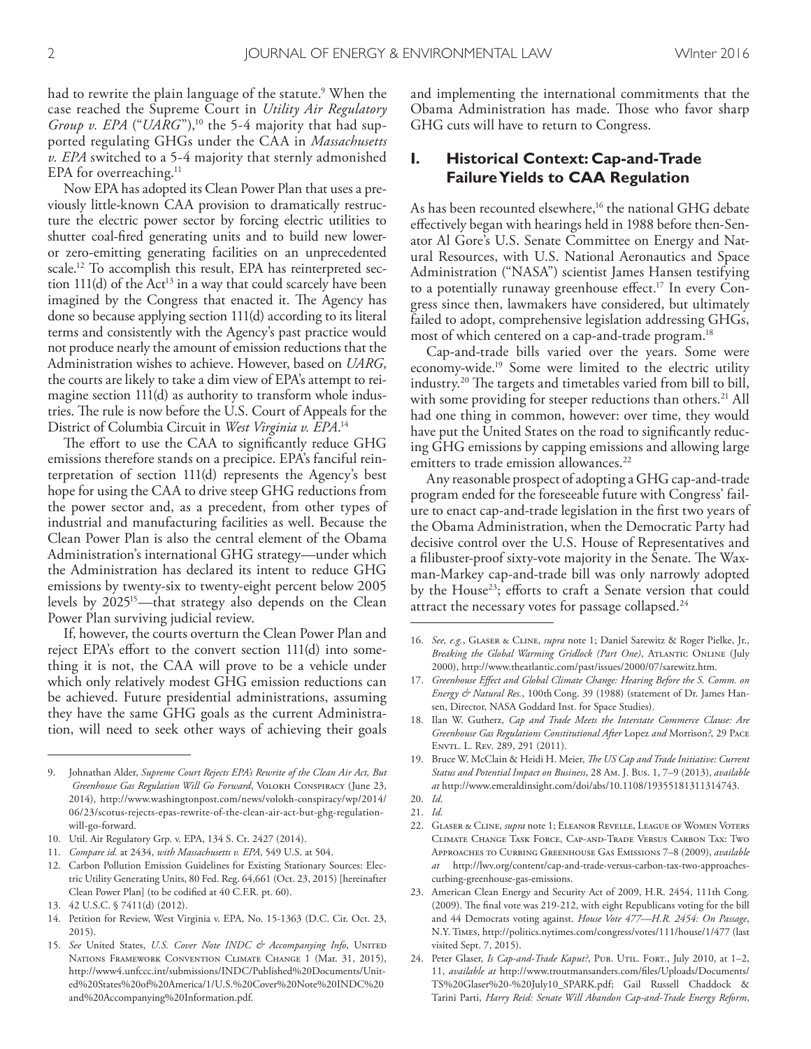had to rewrite the plain language of the statute.[9] When the case reached the Supreme Court in *Utility Air Regulatory Group v. EPA* ("*UARG*"),[10] the 5-4 majority that had supported regulating GHGs under the CAA in *Massachusetts v. EPA* switched to a 5-4 majority that sternly admonished EPA for overreaching.[11]

Now EPA has adopted its Clean Power Plan that uses a previously little-known CAA provision to dramatically restructure the electric power sector by forcing electric utilities to shutter coal-fired generating units and to build new lower- or zero-emitting generating facilities on an unprecedented scale.[12] To accomplish this result, EPA has reinterpreted section 111(d) of the Act[13] in a way that could scarcely have been imagined by the Congress that enacted it. The Agency has done so because applying section 111(d) according to its literal terms and consistently with the Agency's past practice would not produce nearly the amount of emission reductions that the Administration wishes to achieve. However, based on *UARG*, the courts are likely to take a dim view of EPA's attempt to reimagine section 111(d) as authority to transform whole industries. The rule is now before the U.S. Court of Appeals for the District of Columbia Circuit in *West Virginia v. EPA*.[14]

The effort to use the CAA to significantly reduce GHG emissions therefore stands on a precipice. EPA's fanciful reinterpretation of section 111(d) represents the Agency's best hope for using the CAA to drive steep GHG reductions from the power sector and, as a precedent, from other types of industrial and manufacturing facilities as well. Because the Clean Power Plan is also the central element of the Obama Administration's international GHG strategy—under which the Administration has declared its intent to reduce GHG emissions by twenty-six to twenty-eight percent below 2005 levels by 2025[15]—that strategy also depends on the Clean Power Plan surviving judicial review.

If, however, the courts overturn the Clean Power Plan and reject EPA's effort to the convert section 111(d) into something it is not, the CAA will prove to be a vehicle under which only relatively modest GHG emission reductions can be achieved. Future presidential administrations, assuming they have the same GHG goals as the current Administration, will need to seek other ways of achieving their goals and implementing the international commitments that the Obama Administration has made. Those who favor sharp GHG cuts will have to return to Congress.

## I. Historical Context: Cap-and-Trade Failure Yields to CAA Regulation

As has been recounted elsewhere,[16] the national GHG debate effectively began with hearings held in 1988 before then-Senator Al Gore's U.S. Senate Committee on Energy and Natural Resources, with U.S. National Aeronautics and Space Administration ("NASA") scientist James Hansen testifying to a potentially runaway greenhouse effect.[17] In every Congress since then, lawmakers have considered, but ultimately failed to adopt, comprehensive legislation addressing GHGs, most of which centered on a cap-and-trade program.[18]

Cap-and-trade bills varied over the years. Some were economy-wide.[19] Some were limited to the electric utility industry.[20] The targets and timetables varied from bill to bill, with some providing for steeper reductions than others.[21] All had one thing in common, however: over time, they would have put the United States on the road to significantly reducing GHG emissions by capping emissions and allowing large emitters to trade emission allowances.[22]

Any reasonable prospect of adopting a GHG cap-and-trade program ended for the foreseeable future with Congress' failure to enact cap-and-trade legislation in the first two years of the Obama Administration, when the Democratic Party had decisive control over the U.S. House of Representatives and a filibuster-proof sixty-vote majority in the Senate. The Waxman-Markey cap-and-trade bill was only narrowly adopted by the House[23]; efforts to craft a Senate version that could attract the necessary votes for passage collapsed.[24]

---

9. Johnathan Alder, *Supreme Court Rejects EPA's Rewrite of the Clean Air Act, But Greenhouse Gas Regulation Will Go Forward*, Volokh Conspiracy (June 23, 2014), http://www.washingtonpost.com/news/volokh-conspiracy/wp/2014/06/23/scotus-rejects-epas-rewrite-of-the-clean-air-act-but-ghg-regulation-will-go-forward.
10. Util. Air Regulatory Grp. v. EPA, 134 S. Ct. 2427 (2014).
11. *Compare id.* at 2434, *with Massachusetts v. EPA*, 549 U.S. at 504.
12. Carbon Pollution Emission Guidelines for Existing Stationary Sources: Electric Utility Generating Units, 80 Fed. Reg. 64,661 (Oct. 23, 2015) [hereinafter Clean Power Plan] (to be codified at 40 C.F.R. pt. 60).
13. 42 U.S.C. § 7411(d) (2012).
14. Petition for Review, West Virginia v. EPA, No. 15-1363 (D.C. Cir. Oct. 23, 2015).
15. *See* United States, *U.S. Cover Note INDC & Accompanying Info*, United Nations Framework Convention Climate Change 1 (Mar. 31, 2015), http://www4.unfccc.int/submissions/INDC/Published%20Documents/United%20States%20of%20America/1/U.S.%20Cover%20Note%20INDC%20and%20Accompanying%20Information.pdf.
16. *See, e.g.*, Glaser & Cline, *supra* note 1; Daniel Sarewitz & Roger Pielke, Jr., *Breaking the Global Warming Gridlock (Part One)*, Atlantic Online (July 2000), http://www.theatlantic.com/past/issues/2000/07/sarewitz.htm.
17. *Greenhouse Effect and Global Climate Change: Hearing Before the S. Comm. on Energy & Natural Res.*, 100th Cong. 39 (1988) (statement of Dr. James Hansen, Director, NASA Goddard Inst. for Space Studies).
18. Ilan W. Gutherz, *Cap and Trade Meets the Interstate Commerce Clause: Are Greenhouse Gas Regulations Constitutional After* Lopez *and* Morrison*?*, 29 Pace Envtl. L. Rev. 289, 291 (2011).
19. Bruce W. McClain & Heidi H. Meier, *The US Cap and Trade Initiative: Current Status and Potential Impact on Business*, 28 Am. J. Bus. 1, 7–9 (2013), *available at* http://www.emeraldinsight.com/doi/abs/10.1108/19355181311314743.
20. *Id.*
21. *Id.*
22. Glaser & Cline, *supra* note 1; Eleanor Revelle, League of Women Voters Climate Change Task Force, Cap-and-Trade Versus Carbon Tax: Two Approaches to Curbing Greenhouse Gas Emissions 7–8 (2009), *available at* http://lwv.org/content/cap-and-trade-versus-carbon-tax-two-approaches-curbing-greenhouse-gas-emissions.
23. American Clean Energy and Security Act of 2009, H.R. 2454, 111th Cong. (2009). The final vote was 219-212, with eight Republicans voting for the bill and 44 Democrats voting against. *House Vote 477—H.R. 2454: On Passage*, N.Y. Times, http://politics.nytimes.com/congress/votes/111/house/1/477 (last visited Sept. 7, 2015).
24. Peter Glaser, *Is Cap-and-Trade Kaput?*, Pub. Util. Fort., July 2010, at 1–2, 11, *available at* http://www.troutmansanders.com/files/Uploads/Documents/TS%20Glaser%20-%20July10_SPARK.pdf; Gail Russell Chaddock & Tarini Parti, *Harry Reid: Senate Will Abandon Cap-and-Trade Energy Reform*,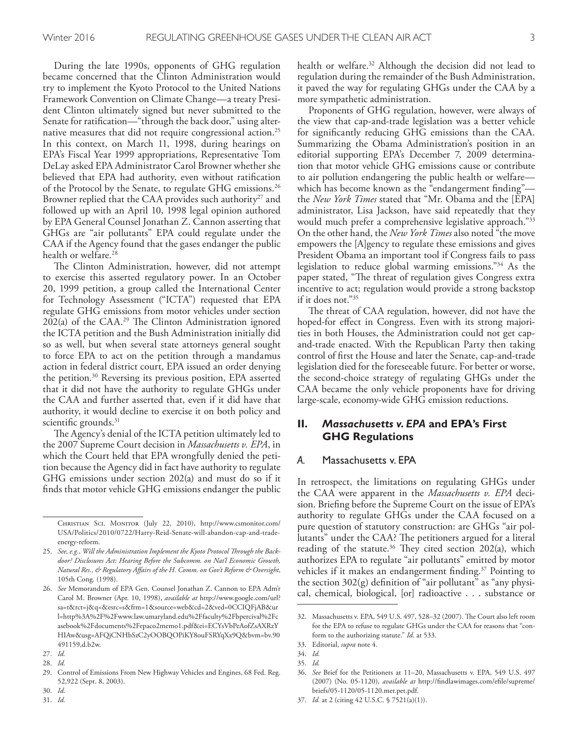During the late 1990s, opponents of GHG regulation became concerned that the Clinton Administration would try to implement the Kyoto Protocol to the United Nations Framework Convention on Climate Change—a treaty President Clinton ultimately signed but never submitted to the Senate for ratification—"through the back door," using alternative measures that did not require congressional action.[25] In this context, on March 11, 1998, during hearings on EPA's Fiscal Year 1999 appropriations, Representative Tom DeLay asked EPA Administrator Carol Browner whether she believed that EPA had authority, even without ratification of the Protocol by the Senate, to regulate GHG emissions.[26] Browner replied that the CAA provides such authority[27] and followed up with an April 10, 1998 legal opinion authored by EPA General Counsel Jonathan Z. Cannon asserting that GHGs are "air pollutants" EPA could regulate under the CAA if the Agency found that the gases endanger the public health or welfare.[28]

The Clinton Administration, however, did not attempt to exercise this asserted regulatory power. In an October 20, 1999 petition, a group called the International Center for Technology Assessment ("ICTA") requested that EPA regulate GHG emissions from motor vehicles under section 202(a) of the CAA.[29] The Clinton Administration ignored the ICTA petition and the Bush Administration initially did so as well, but when several state attorneys general sought to force EPA to act on the petition through a mandamus action in federal district court, EPA issued an order denying the petition.[30] Reversing its previous position, EPA asserted that it did not have the authority to regulate GHGs under the CAA and further asserted that, even if it did have that authority, it would decline to exercise it on both policy and scientific grounds.[31]

The Agency's denial of the ICTA petition ultimately led to the 2007 Supreme Court decision in *Massachusetts v. EPA*, in which the Court held that EPA wrongfully denied the petition because the Agency did in fact have authority to regulate GHG emissions under section 202(a) and must do so if it finds that motor vehicle GHG emissions endanger the public health or welfare.[32] Although the decision did not lead to regulation during the remainder of the Bush Administration, it paved the way for regulating GHGs under the CAA by a more sympathetic administration.

Proponents of GHG regulation, however, were always of the view that cap-and-trade legislation was a better vehicle for significantly reducing GHG emissions than the CAA. Summarizing the Obama Administration's position in an editorial supporting EPA's December 7, 2009 determination that motor vehicle GHG emissions cause or contribute to air pollution endangering the public health or welfare—which has become known as the "endangerment finding"—the *New York Times* stated that "Mr. Obama and the [EPA] administrator, Lisa Jackson, have said repeatedly that they would much prefer a comprehensive legislative approach."[33] On the other hand, the *New York Times* also noted "the move empowers the [A]gency to regulate these emissions and gives President Obama an important tool if Congress fails to pass legislation to reduce global warming emissions."[34] As the paper stated, "The threat of regulation gives Congress extra incentive to act; regulation would provide a strong backstop if it does not."[35]

The threat of CAA regulation, however, did not have the hoped-for effect in Congress. Even with its strong majorities in both Houses, the Administration could not get cap-and-trade enacted. With the Republican Party then taking control of first the House and later the Senate, cap-and-trade legislation died for the foreseeable future. For better or worse, the second-choice strategy of regulating GHGs under the CAA became the only vehicle proponents have for driving large-scale, economy-wide GHG emission reductions.

## II. *Massachusetts v. EPA* and EPA's First GHG Regulations

### A. Massachusetts v. EPA

In retrospect, the limitations on regulating GHGs under the CAA were apparent in the *Massachusetts v. EPA* decision. Briefing before the Supreme Court on the issue of EPA's authority to regulate GHGs under the CAA focused on a pure question of statutory construction: are GHGs "air pollutants" under the CAA? The petitioners argued for a literal reading of the statute.[36] They cited section 202(a), which authorizes EPA to regulate "air pollutants" emitted by motor vehicles if it makes an endangerment finding.[37] Pointing to the section 302(g) definition of "air pollutant" as "any physical, chemical, biological, [or] radioactive . . . substance or

---

Christian Sci. Monitor (July 22, 2010), http://www.csmonitor.com/USA/Politics/2010/0722/Harry-Reid-Senate-will-abandon-cap-and-trade-energy-reform.

25. *See, e.g.*, *Will the Administration Implement the Kyoto Protocol Through the Backdoor? Disclosures Act: Hearing Before the Subcomm. on Nat'l Economic Growth, Natural Res., & Regulatory Affairs of the H. Comm. on Gov't Reform & Oversight*, 105th Cong. (1998).

26. *See* Memorandum of EPA Gen. Counsel Jonathan Z. Cannon to EPA Adm'r Carol M. Browner (Apr. 10, 1998), *available at* http://www.google.com/url?sa=t&rct=j&q=&esrc=s&frm=1&source=web&cd=2&ved=0CCIQFjAB&url=http%3A%2F%2Fwww.law.umaryland.edu%2Ffaculty%2Fbpercival%2Fcasebook%2Fdocuments%2Fepaco2memo1.pdf&ei=ECYsVbPeAofZsAXRzYHIAw&usg=AFQjCNHbSzC2yOOBQOPiKY8ouFSRYqXx9Q&bvm=bv.90491159,d.b2w.

27. *Id.*

28. *Id.*

29. Control of Emissions From New Highway Vehicles and Engines, 68 Fed. Reg. 52,922 (Sept. 8, 2003).

30. *Id.*

31. *Id.*

32. Massachusetts v. EPA, 549 U.S. 497, 528–32 (2007). The Court also left room for the EPA to refuse to regulate GHGs under the CAA for reasons that "conform to the authorizing statute." *Id*. at 533.

33. Editorial, *supra* note 4.

34. *Id.*

35. *Id.*

36. *See* Brief for the Petitioners at 11–20, Massachusetts v. EPA, 549 U.S. 497 (2007) (No. 05-1120), *available at* http://findlawimages.com/efile/supreme/briefs/05-1120/05-1120.mer.pet.pdf.

37. *Id.* at 2 (citing 42 U.S.C. § 7521(a)(1)).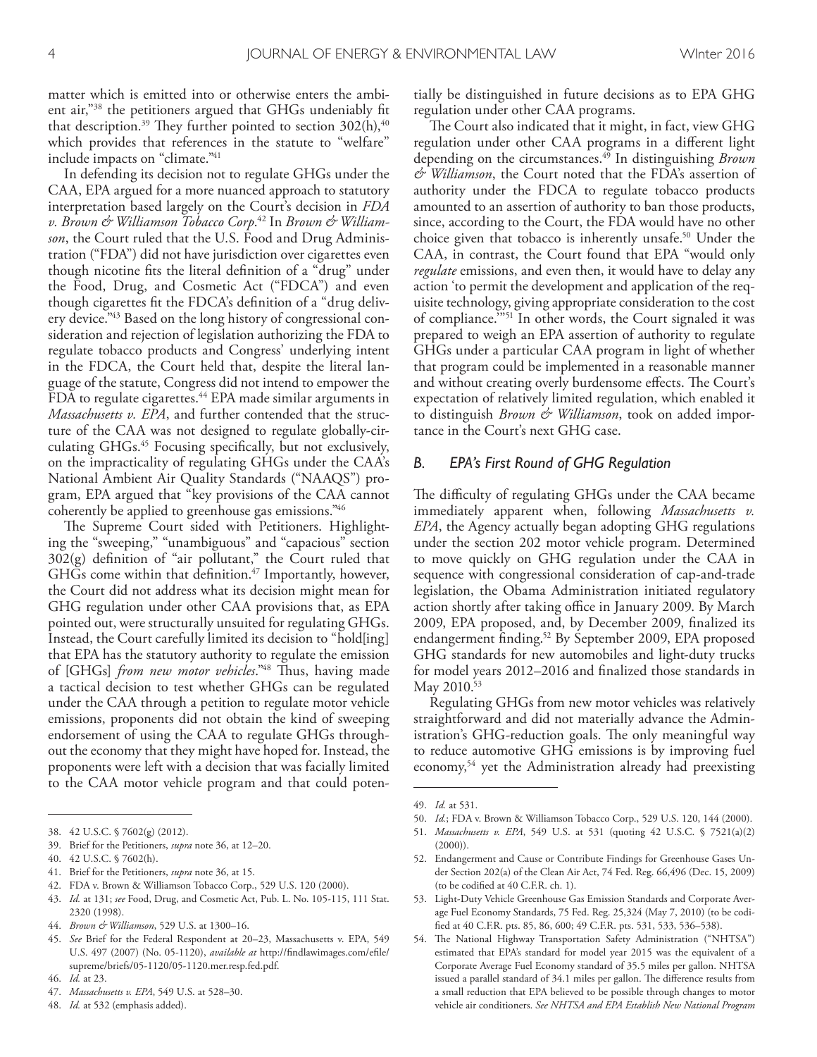matter which is emitted into or otherwise enters the ambient air,"[38] the petitioners argued that GHGs undeniably fit that description.[39] They further pointed to section 302(h),[40] which provides that references in the statute to "welfare" include impacts on "climate."[41]

In defending its decision not to regulate GHGs under the CAA, EPA argued for a more nuanced approach to statutory interpretation based largely on the Court's decision in *FDA v. Brown & Williamson Tobacco Corp*.[42] In *Brown & Williamson*, the Court ruled that the U.S. Food and Drug Administration ("FDA") did not have jurisdiction over cigarettes even though nicotine fits the literal definition of a "drug" under the Food, Drug, and Cosmetic Act ("FDCA") and even though cigarettes fit the FDCA's definition of a "drug delivery device."[43] Based on the long history of congressional consideration and rejection of legislation authorizing the FDA to regulate tobacco products and Congress' underlying intent in the FDCA, the Court held that, despite the literal language of the statute, Congress did not intend to empower the FDA to regulate cigarettes.[44] EPA made similar arguments in *Massachusetts v. EPA*, and further contended that the structure of the CAA was not designed to regulate globally-circulating GHGs.[45] Focusing specifically, but not exclusively, on the impracticality of regulating GHGs under the CAA's National Ambient Air Quality Standards ("NAAQS") program, EPA argued that "key provisions of the CAA cannot coherently be applied to greenhouse gas emissions."[46]

The Supreme Court sided with Petitioners. Highlighting the "sweeping," "unambiguous" and "capacious" section 302(g) definition of "air pollutant," the Court ruled that GHGs come within that definition.[47] Importantly, however, the Court did not address what its decision might mean for GHG regulation under other CAA provisions that, as EPA pointed out, were structurally unsuited for regulating GHGs. Instead, the Court carefully limited its decision to "hold[ing] that EPA has the statutory authority to regulate the emission of [GHGs] *from new motor vehicles*."[48] Thus, having made a tactical decision to test whether GHGs can be regulated under the CAA through a petition to regulate motor vehicle emissions, proponents did not obtain the kind of sweeping endorsement of using the CAA to regulate GHGs throughout the economy that they might have hoped for. Instead, the proponents were left with a decision that was facially limited to the CAA motor vehicle program and that could potentially be distinguished in future decisions as to EPA GHG regulation under other CAA programs.

The Court also indicated that it might, in fact, view GHG regulation under other CAA programs in a different light depending on the circumstances.[49] In distinguishing *Brown & Williamson*, the Court noted that the FDA's assertion of authority under the FDCA to regulate tobacco products amounted to an assertion of authority to ban those products, since, according to the Court, the FDA would have no other choice given that tobacco is inherently unsafe.[50] Under the CAA, in contrast, the Court found that EPA "would only *regulate* emissions, and even then, it would have to delay any action 'to permit the development and application of the requisite technology, giving appropriate consideration to the cost of compliance.'"[51] In other words, the Court signaled it was prepared to weigh an EPA assertion of authority to regulate GHGs under a particular CAA program in light of whether that program could be implemented in a reasonable manner and without creating overly burdensome effects. The Court's expectation of relatively limited regulation, which enabled it to distinguish *Brown & Williamson*, took on added importance in the Court's next GHG case.

### *B. EPA's First Round of GHG Regulation*

The difficulty of regulating GHGs under the CAA became immediately apparent when, following *Massachusetts v. EPA*, the Agency actually began adopting GHG regulations under the section 202 motor vehicle program. Determined to move quickly on GHG regulation under the CAA in sequence with congressional consideration of cap-and-trade legislation, the Obama Administration initiated regulatory action shortly after taking office in January 2009. By March 2009, EPA proposed, and, by December 2009, finalized its endangerment finding.[52] By September 2009, EPA proposed GHG standards for new automobiles and light-duty trucks for model years 2012–2016 and finalized those standards in May 2010.[53]

Regulating GHGs from new motor vehicles was relatively straightforward and did not materially advance the Administration's GHG-reduction goals. The only meaningful way to reduce automotive GHG emissions is by improving fuel economy,[54] yet the Administration already had preexisting

---

38. 42 U.S.C. § 7602(g) (2012).
39. Brief for the Petitioners, *supra* note 36, at 12–20.
40. 42 U.S.C. § 7602(h).
41. Brief for the Petitioners, *supra* note 36, at 15.
42. FDA v. Brown & Williamson Tobacco Corp., 529 U.S. 120 (2000).
43. *Id.* at 131; *see* Food, Drug, and Cosmetic Act, Pub. L. No. 105-115, 111 Stat. 2320 (1998).
44. *Brown & Williamson*, 529 U.S. at 1300–16.
45. *See* Brief for the Federal Respondent at 20–23, Massachusetts v. EPA, 549 U.S. 497 (2007) (No. 05-1120), *available at* http://findlawimages.com/efile/supreme/briefs/05-1120/05-1120.mer.resp.fed.pdf.
46. *Id.* at 23.
47. *Massachusetts v. EPA*, 549 U.S. at 528–30.
48. *Id.* at 532 (emphasis added).
49. *Id.* at 531.
50. *Id.*; FDA v. Brown & Williamson Tobacco Corp., 529 U.S. 120, 144 (2000).
51. *Massachusetts v. EPA*, 549 U.S. at 531 (quoting 42 U.S.C. § 7521(a)(2) (2000)).
52. Endangerment and Cause or Contribute Findings for Greenhouse Gases Under Section 202(a) of the Clean Air Act, 74 Fed. Reg. 66,496 (Dec. 15, 2009) (to be codified at 40 C.F.R. ch. 1).
53. Light-Duty Vehicle Greenhouse Gas Emission Standards and Corporate Average Fuel Economy Standards, 75 Fed. Reg. 25,324 (May 7, 2010) (to be codified at 40 C.F.R. pts. 85, 86, 600; 49 C.F.R. pts. 531, 533, 536–538).
54. The National Highway Transportation Safety Administration ("NHTSA") estimated that EPA's standard for model year 2015 was the equivalent of a Corporate Average Fuel Economy standard of 35.5 miles per gallon. NHTSA issued a parallel standard of 34.1 miles per gallon. The difference results from a small reduction that EPA believed to be possible through changes to motor vehicle air conditioners. *See NHTSA and EPA Establish New National Program*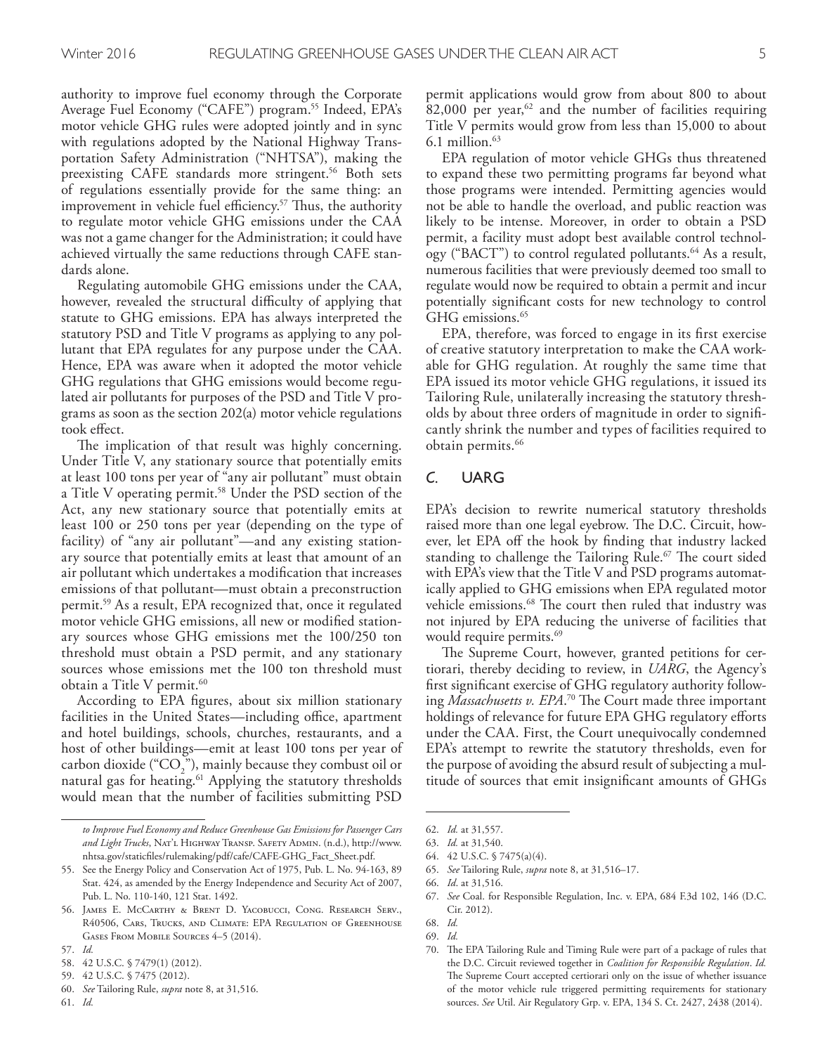authority to improve fuel economy through the Corporate Average Fuel Economy ("CAFE") program.[55] Indeed, EPA's motor vehicle GHG rules were adopted jointly and in sync with regulations adopted by the National Highway Transportation Safety Administration ("NHTSA"), making the preexisting CAFE standards more stringent.[56] Both sets of regulations essentially provide for the same thing: an improvement in vehicle fuel efficiency.[57] Thus, the authority to regulate motor vehicle GHG emissions under the CAA was not a game changer for the Administration; it could have achieved virtually the same reductions through CAFE standards alone.

Regulating automobile GHG emissions under the CAA, however, revealed the structural difficulty of applying that statute to GHG emissions. EPA has always interpreted the statutory PSD and Title V programs as applying to any pollutant that EPA regulates for any purpose under the CAA. Hence, EPA was aware when it adopted the motor vehicle GHG regulations that GHG emissions would become regulated air pollutants for purposes of the PSD and Title V programs as soon as the section 202(a) motor vehicle regulations took effect.

The implication of that result was highly concerning. Under Title V, any stationary source that potentially emits at least 100 tons per year of "any air pollutant" must obtain a Title V operating permit.[58] Under the PSD section of the Act, any new stationary source that potentially emits at least 100 or 250 tons per year (depending on the type of facility) of "any air pollutant"—and any existing stationary source that potentially emits at least that amount of an air pollutant which undertakes a modification that increases emissions of that pollutant—must obtain a preconstruction permit.[59] As a result, EPA recognized that, once it regulated motor vehicle GHG emissions, all new or modified stationary sources whose GHG emissions met the 100/250 ton threshold must obtain a PSD permit, and any stationary sources whose emissions met the 100 ton threshold must obtain a Title V permit.[60]

According to EPA figures, about six million stationary facilities in the United States—including office, apartment and hotel buildings, schools, churches, restaurants, and a host of other buildings—emit at least 100 tons per year of carbon dioxide ("$CO_2$"), mainly because they combust oil or natural gas for heating.[61] Applying the statutory thresholds would mean that the number of facilities submitting PSD permit applications would grow from about 800 to about 82,000 per year,[62] and the number of facilities requiring Title V permits would grow from less than 15,000 to about 6.1 million.[63]

EPA regulation of motor vehicle GHGs thus threatened to expand these two permitting programs far beyond what those programs were intended. Permitting agencies would not be able to handle the overload, and public reaction was likely to be intense. Moreover, in order to obtain a PSD permit, a facility must adopt best available control technology ("BACT") to control regulated pollutants.[64] As a result, numerous facilities that were previously deemed too small to regulate would now be required to obtain a permit and incur potentially significant costs for new technology to control GHG emissions.[65]

EPA, therefore, was forced to engage in its first exercise of creative statutory interpretation to make the CAA workable for GHG regulation. At roughly the same time that EPA issued its motor vehicle GHG regulations, it issued its Tailoring Rule, unilaterally increasing the statutory thresholds by about three orders of magnitude in order to significantly shrink the number and types of facilities required to obtain permits.[66]

### C. UARG

EPA's decision to rewrite numerical statutory thresholds raised more than one legal eyebrow. The D.C. Circuit, however, let EPA off the hook by finding that industry lacked standing to challenge the Tailoring Rule.[67] The court sided with EPA's view that the Title V and PSD programs automatically applied to GHG emissions when EPA regulated motor vehicle emissions.[68] The court then ruled that industry was not injured by EPA reducing the universe of facilities that would require permits.[69]

The Supreme Court, however, granted petitions for certiorari, thereby deciding to review, in *UARG*, the Agency's first significant exercise of GHG regulatory authority following *Massachusetts v. EPA*.[70] The Court made three important holdings of relevance for future EPA GHG regulatory efforts under the CAA. First, the Court unequivocally condemned EPA's attempt to rewrite the statutory thresholds, even for the purpose of avoiding the absurd result of subjecting a multitude of sources that emit insignificant amounts of GHGs

---

*to Improve Fuel Economy and Reduce Greenhouse Gas Emissions for Passenger Cars and Light Trucks*, Nat'l Highway Transp. Safety Admin. (n.d.), http://www.nhtsa.gov/staticfiles/rulemaking/pdf/cafe/CAFE-GHG_Fact_Sheet.pdf.

55. See the Energy Policy and Conservation Act of 1975, Pub. L. No. 94-163, 89 Stat. 424, as amended by the Energy Independence and Security Act of 2007, Pub. L. No. 110-140, 121 Stat. 1492.
56. James E. McCarthy & Brent D. Yacobucci, Cong. Research Serv., R40506, Cars, Trucks, and Climate: EPA Regulation of Greenhouse Gases From Mobile Sources 4–5 (2014).
57. *Id.*
58. 42 U.S.C. § 7479(1) (2012).
59. 42 U.S.C. § 7475 (2012).
60. *See* Tailoring Rule, *supra* note 8, at 31,516.
61. *Id.*
62. *Id.* at 31,557.
63. *Id.* at 31,540.
64. 42 U.S.C. § 7475(a)(4).
65. *See* Tailoring Rule, *supra* note 8, at 31,516–17.
66. *Id.* at 31,516.
67. *See* Coal. for Responsible Regulation, Inc. v. EPA, 684 F.3d 102, 146 (D.C. Cir. 2012).
68. *Id.*
69. *Id.*
70. The EPA Tailoring Rule and Timing Rule were part of a package of rules that the D.C. Circuit reviewed together in *Coalition for Responsible Regulation*. *Id.* The Supreme Court accepted certiorari only on the issue of whether issuance of the motor vehicle rule triggered permitting requirements for stationary sources. *See* Util. Air Regulatory Grp. v. EPA, 134 S. Ct. 2427, 2438 (2014).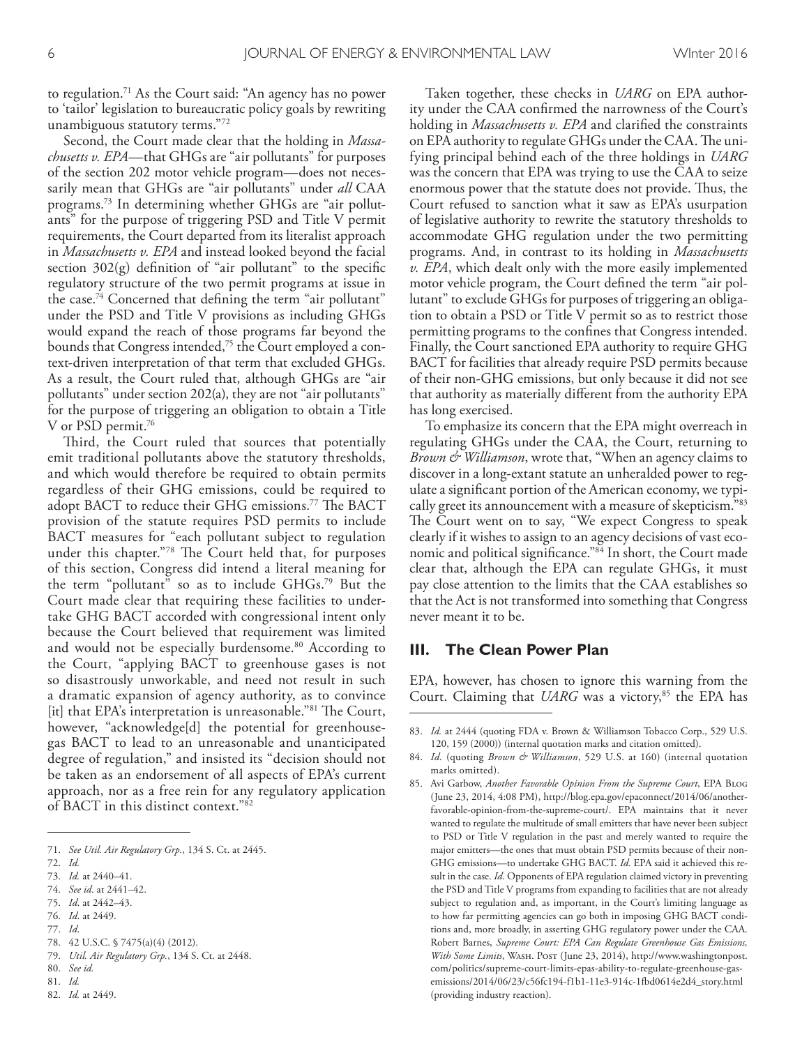to regulation.[71] As the Court said: "An agency has no power to 'tailor' legislation to bureaucratic policy goals by rewriting unambiguous statutory terms."[72]

Second, the Court made clear that the holding in *Massachusetts v. EPA*—that GHGs are "air pollutants" for purposes of the section 202 motor vehicle program—does not necessarily mean that GHGs are "air pollutants" under *all* CAA programs.[73] In determining whether GHGs are "air pollutants" for the purpose of triggering PSD and Title V permit requirements, the Court departed from its literalist approach in *Massachusetts v. EPA* and instead looked beyond the facial section 302(g) definition of "air pollutant" to the specific regulatory structure of the two permit programs at issue in the case.[74] Concerned that defining the term "air pollutant" under the PSD and Title V provisions as including GHGs would expand the reach of those programs far beyond the bounds that Congress intended,[75] the Court employed a context-driven interpretation of that term that excluded GHGs. As a result, the Court ruled that, although GHGs are "air pollutants" under section 202(a), they are not "air pollutants" for the purpose of triggering an obligation to obtain a Title V or PSD permit.[76]

Third, the Court ruled that sources that potentially emit traditional pollutants above the statutory thresholds, and which would therefore be required to obtain permits regardless of their GHG emissions, could be required to adopt BACT to reduce their GHG emissions.[77] The BACT provision of the statute requires PSD permits to include BACT measures for "each pollutant subject to regulation under this chapter."[78] The Court held that, for purposes of this section, Congress did intend a literal meaning for the term "pollutant" so as to include GHGs.[79] But the Court made clear that requiring these facilities to undertake GHG BACT accorded with congressional intent only because the Court believed that requirement was limited and would not be especially burdensome.[80] According to the Court, "applying BACT to greenhouse gases is not so disastrously unworkable, and need not result in such a dramatic expansion of agency authority, as to convince [it] that EPA's interpretation is unreasonable."[81] The Court, however, "acknowledge[d] the potential for greenhouse-gas BACT to lead to an unreasonable and unanticipated degree of regulation," and insisted its "decision should not be taken as an endorsement of all aspects of EPA's current approach, nor as a free rein for any regulatory application of BACT in this distinct context."[82]

Taken together, these checks in *UARG* on EPA authority under the CAA confirmed the narrowness of the Court's holding in *Massachusetts v. EPA* and clarified the constraints on EPA authority to regulate GHGs under the CAA. The unifying principal behind each of the three holdings in *UARG* was the concern that EPA was trying to use the CAA to seize enormous power that the statute does not provide. Thus, the Court refused to sanction what it saw as EPA's usurpation of legislative authority to rewrite the statutory thresholds to accommodate GHG regulation under the two permitting programs. And, in contrast to its holding in *Massachusetts v. EPA*, which dealt only with the more easily implemented motor vehicle program, the Court defined the term "air pollutant" to exclude GHGs for purposes of triggering an obligation to obtain a PSD or Title V permit so as to restrict those permitting programs to the confines that Congress intended. Finally, the Court sanctioned EPA authority to require GHG BACT for facilities that already require PSD permits because of their non-GHG emissions, but only because it did not see that authority as materially different from the authority EPA has long exercised.

To emphasize its concern that the EPA might overreach in regulating GHGs under the CAA, the Court, returning to *Brown & Williamson*, wrote that, "When an agency claims to discover in a long-extant statute an unheralded power to regulate a significant portion of the American economy, we typically greet its announcement with a measure of skepticism."[83] The Court went on to say, "We expect Congress to speak clearly if it wishes to assign to an agency decisions of vast economic and political significance."[84] In short, the Court made clear that, although the EPA can regulate GHGs, it must pay close attention to the limits that the CAA establishes so that the Act is not transformed into something that Congress never meant it to be.

## III. The Clean Power Plan

EPA, however, has chosen to ignore this warning from the Court. Claiming that *UARG* was a victory,[85] the EPA has

---

71. *See Util. Air Regulatory Grp.*, 134 S. Ct. at 2445.
72. *Id.*
73. *Id.* at 2440–41.
74. *See id*. at 2441–42.
75. *Id*. at 2442–43.
76. *Id*. at 2449.
77. *Id*.
78. 42 U.S.C. § 7475(a)(4) (2012).
79. *Util. Air Regulatory Grp.*, 134 S. Ct. at 2448.
80. *See id.*
81. *Id.*
82. *Id.* at 2449.
83. *Id.* at 2444 (quoting FDA v. Brown & Williamson Tobacco Corp., 529 U.S. 120, 159 (2000)) (internal quotation marks and citation omitted).
84. *Id.* (quoting *Brown & Williamson*, 529 U.S. at 160) (internal quotation marks omitted).
85. Avi Garbow, *Another Favorable Opinion From the Supreme Court*, EPA Blog (June 23, 2014, 4:08 PM), http://blog.epa.gov/epaconnect/2014/06/another-favorable-opinion-from-the-supreme-court/. EPA maintains that it never wanted to regulate the multitude of small emitters that have never been subject to PSD or Title V regulation in the past and merely wanted to require the major emitters—the ones that must obtain PSD permits because of their non-GHG emissions—to undertake GHG BACT. *Id.* EPA said it achieved this result in the case. *Id.* Opponents of EPA regulation claimed victory in preventing the PSD and Title V programs from expanding to facilities that are not already subject to regulation and, as important, in the Court's limiting language as to how far permitting agencies can go both in imposing GHG BACT conditions and, more broadly, in asserting GHG regulatory power under the CAA. Robert Barnes, *Supreme Court: EPA Can Regulate Greenhouse Gas Emissions, With Some Limits*, Wash. Post (June 23, 2014), http://www.washingtonpost.com/politics/supreme-court-limits-epas-ability-to-regulate-greenhouse-gas-emissions/2014/06/23/c56fc194-f1b1-11e3-914c-1fbd0614e2d4_story.html (providing industry reaction).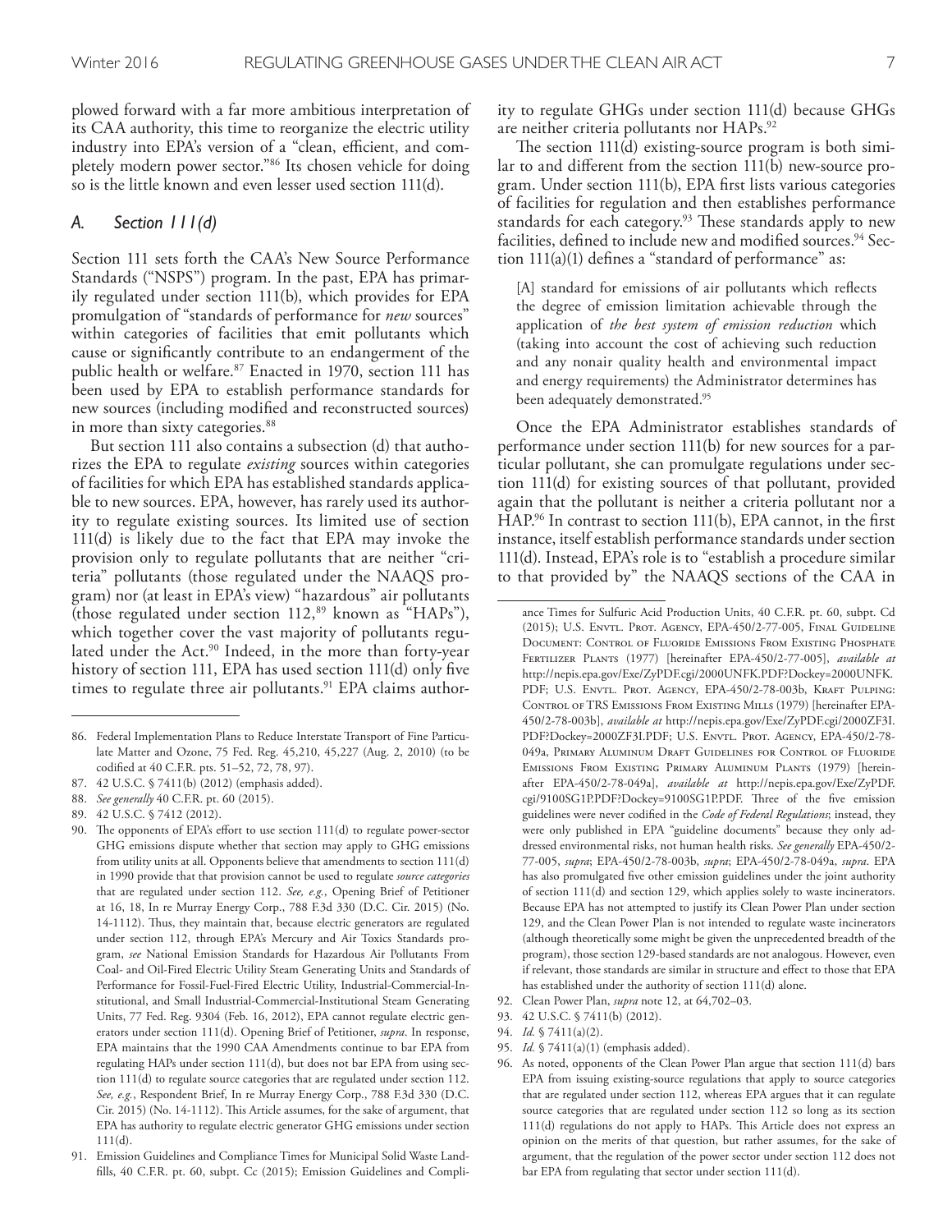plowed forward with a far more ambitious interpretation of its CAA authority, this time to reorganize the electric utility industry into EPA's version of a "clean, efficient, and completely modern power sector."[86] Its chosen vehicle for doing so is the little known and even lesser used section 111(d).

### A. Section 111(d)

Section 111 sets forth the CAA's New Source Performance Standards ("NSPS") program. In the past, EPA has primarily regulated under section 111(b), which provides for EPA promulgation of "standards of performance for *new* sources" within categories of facilities that emit pollutants which cause or significantly contribute to an endangerment of the public health or welfare.[87] Enacted in 1970, section 111 has been used by EPA to establish performance standards for new sources (including modified and reconstructed sources) in more than sixty categories.[88]

But section 111 also contains a subsection (d) that authorizes the EPA to regulate *existing* sources within categories of facilities for which EPA has established standards applicable to new sources. EPA, however, has rarely used its authority to regulate existing sources. Its limited use of section 111(d) is likely due to the fact that EPA may invoke the provision only to regulate pollutants that are neither "criteria" pollutants (those regulated under the NAAQS program) nor (at least in EPA's view) "hazardous" air pollutants (those regulated under section 112,[89] known as "HAPs"), which together cover the vast majority of pollutants regulated under the Act.[90] Indeed, in the more than forty-year history of section 111, EPA has used section 111(d) only five times to regulate three air pollutants.[91] EPA claims authority to regulate GHGs under section 111(d) because GHGs are neither criteria pollutants nor HAPs.[92]

The section 111(d) existing-source program is both similar to and different from the section 111(b) new-source program. Under section 111(b), EPA first lists various categories of facilities for regulation and then establishes performance standards for each category.[93] These standards apply to new facilities, defined to include new and modified sources.[94] Section 111(a)(1) defines a "standard of performance" as:

> [A] standard for emissions of air pollutants which reflects the degree of emission limitation achievable through the application of *the best system of emission reduction* which (taking into account the cost of achieving such reduction and any nonair quality health and environmental impact and energy requirements) the Administrator determines has been adequately demonstrated.[95]

Once the EPA Administrator establishes standards of performance under section 111(b) for new sources for a particular pollutant, she can promulgate regulations under section 111(d) for existing sources of that pollutant, provided again that the pollutant is neither a criteria pollutant nor a HAP.[96] In contrast to section 111(b), EPA cannot, in the first instance, itself establish performance standards under section 111(d). Instead, EPA's role is to "establish a procedure similar to that provided by" the NAAQS sections of the CAA in

---

86. Federal Implementation Plans to Reduce Interstate Transport of Fine Particulate Matter and Ozone, 75 Fed. Reg. 45,210, 45,227 (Aug. 2, 2010) (to be codified at 40 C.F.R. pts. 51–52, 72, 78, 97).

87. 42 U.S.C. § 7411(b) (2012) (emphasis added).

88. *See generally* 40 C.F.R. pt. 60 (2015).

89. 42 U.S.C. § 7412 (2012).

90. The opponents of EPA's effort to use section 111(d) to regulate power-sector GHG emissions dispute whether that section may apply to GHG emissions from utility units at all. Opponents believe that amendments to section 111(d) in 1990 provide that that provision cannot be used to regulate *source categories* that are regulated under section 112. *See, e.g.*, Opening Brief of Petitioner at 16, 18, In re Murray Energy Corp., 788 F.3d 330 (D.C. Cir. 2015) (No. 14-1112). Thus, they maintain that, because electric generators are regulated under section 112, through EPA's Mercury and Air Toxics Standards program, *see* National Emission Standards for Hazardous Air Pollutants From Coal- and Oil-Fired Electric Utility Steam Generating Units and Standards of Performance for Fossil-Fuel-Fired Electric Utility, Industrial-Commercial-Institutional, and Small Industrial-Commercial-Institutional Steam Generating Units, 77 Fed. Reg. 9304 (Feb. 16, 2012), EPA cannot regulate electric generators under section 111(d). Opening Brief of Petitioner, *supra*. In response, EPA maintains that the 1990 CAA Amendments continue to bar EPA from regulating HAPs under section 111(d), but does not bar EPA from using section 111(d) to regulate source categories that are regulated under section 112. *See, e.g.*, Respondent Brief, In re Murray Energy Corp., 788 F.3d 330 (D.C. Cir. 2015) (No. 14-1112). This Article assumes, for the sake of argument, that EPA has authority to regulate electric generator GHG emissions under section 111(d).

91. Emission Guidelines and Compliance Times for Municipal Solid Waste Landfills, 40 C.F.R. pt. 60, subpt. Cc (2015); Emission Guidelines and Compliance Times for Sulfuric Acid Production Units, 40 C.F.R. pt. 60, subpt. Cd (2015); U.S. Envtl. Prot. Agency, EPA-450/2-77-005, Final Guideline Document: Control of Fluoride Emissions From Existing Phosphate Fertilizer Plants (1977) [hereinafter EPA-450/2-77-005], *available at* http://nepis.epa.gov/Exe/ZyPDF.cgi/2000UNFK.PDF?Dockey=2000UNFK.PDF; U.S. Envtl. Prot. Agency, EPA-450/2-78-003b, Kraft Pulping: Control of TRS Emissions From Existing Mills (1979) [hereinafter EPA-450/2-78-003b], *available at* http://nepis.epa.gov/Exe/ZyPDF.cgi/2000ZF3I.PDF?Dockey=2000ZF3I.PDF; U.S. Envtl. Prot. Agency, EPA-450/2-78-049a, Primary Aluminum Draft Guidelines for Control of Fluoride Emissions From Existing Primary Aluminum Plants (1979) [hereinafter EPA-450/2-78-049a], *available at* http://nepis.epa.gov/Exe/ZyPDF.cgi/9100SG1P.PDF?Dockey=9100SG1P.PDF. Three of the five emission guidelines were never codified in the *Code of Federal Regulations*; instead, they were only published in EPA "guideline documents" because they only addressed environmental risks, not human health risks. *See generally* EPA-450/2-77-005, *supra*; EPA-450/2-78-003b, *supra*; EPA-450/2-78-049a, *supra*. EPA has also promulgated five other emission guidelines under the joint authority of section 111(d) and section 129, which applies solely to waste incinerators. Because EPA has not attempted to justify its Clean Power Plan under section 129, and the Clean Power Plan is not intended to regulate waste incinerators (although theoretically some might be given the unprecedented breadth of the program), those section 129-based standards are not analogous. However, even if relevant, those standards are similar in structure and effect to those that EPA has established under the authority of section 111(d) alone.

92. Clean Power Plan, *supra* note 12, at 64,702–03.

93. 42 U.S.C. § 7411(b) (2012).

94. *Id.* § 7411(a)(2).

95. *Id.* § 7411(a)(1) (emphasis added).

96. As noted, opponents of the Clean Power Plan argue that section 111(d) bars EPA from issuing existing-source regulations that apply to source categories that are regulated under section 112, whereas EPA argues that it can regulate source categories that are regulated under section 112 so long as its section 111(d) regulations do not apply to HAPs. This Article does not express an opinion on the merits of that question, but rather assumes, for the sake of argument, that the regulation of the power sector under section 112 does not bar EPA from regulating that sector under section 111(d).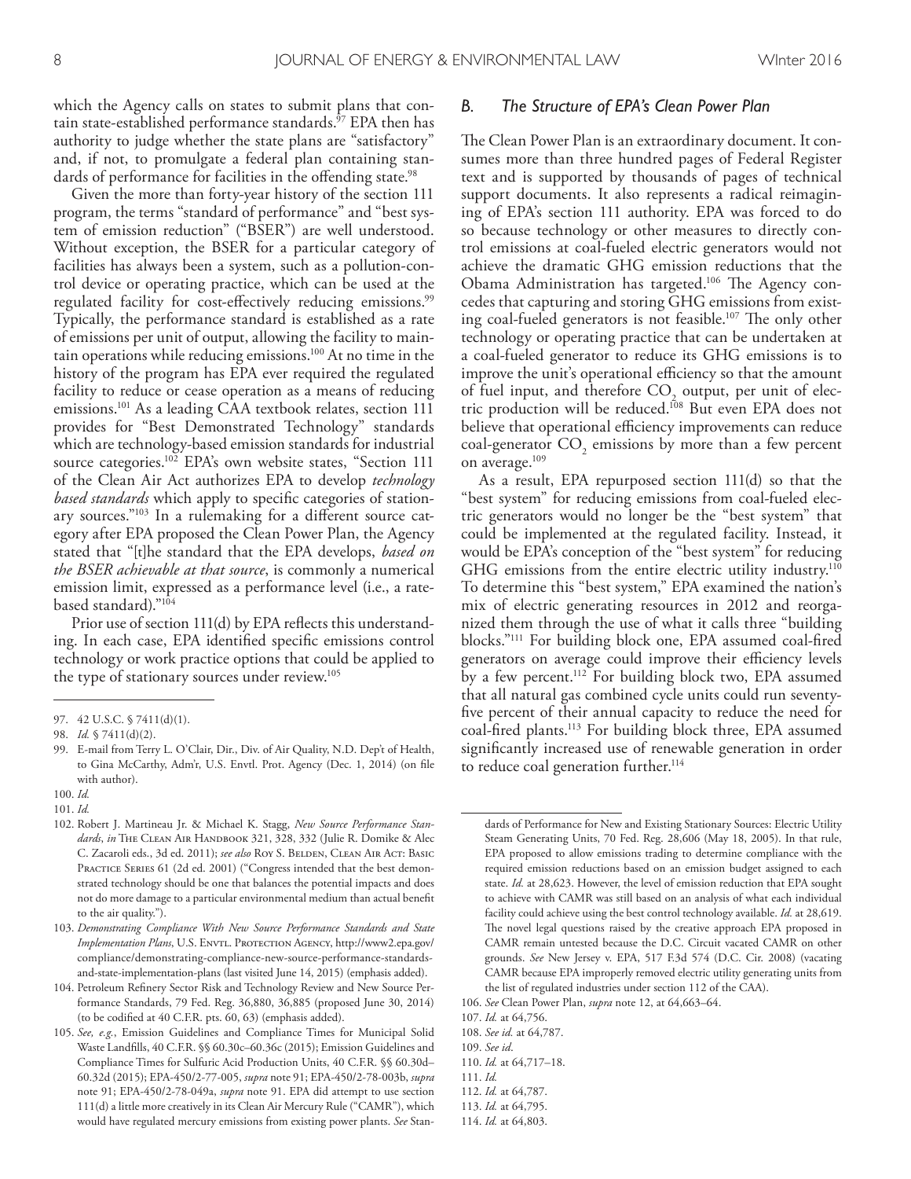which the Agency calls on states to submit plans that contain state-established performance standards.[97] EPA then has authority to judge whether the state plans are "satisfactory" and, if not, to promulgate a federal plan containing standards of performance for facilities in the offending state.[98]

Given the more than forty-year history of the section 111 program, the terms "standard of performance" and "best system of emission reduction" ("BSER") are well understood. Without exception, the BSER for a particular category of facilities has always been a system, such as a pollution-control device or operating practice, which can be used at the regulated facility for cost-effectively reducing emissions.[99] Typically, the performance standard is established as a rate of emissions per unit of output, allowing the facility to maintain operations while reducing emissions.[100] At no time in the history of the program has EPA ever required the regulated facility to reduce or cease operation as a means of reducing emissions.[101] As a leading CAA textbook relates, section 111 provides for "Best Demonstrated Technology" standards which are technology-based emission standards for industrial source categories.[102] EPA's own website states, "Section 111 of the Clean Air Act authorizes EPA to develop *technology based standards* which apply to specific categories of stationary sources."[103] In a rulemaking for a different source category after EPA proposed the Clean Power Plan, the Agency stated that "[t]he standard that the EPA develops, *based on the BSER achievable at that source*, is commonly a numerical emission limit, expressed as a performance level (i.e., a rate-based standard)."[104]

Prior use of section 111(d) by EPA reflects this understanding. In each case, EPA identified specific emissions control technology or work practice options that could be applied to the type of stationary sources under review.[105]

## *B. The Structure of EPA's Clean Power Plan*

The Clean Power Plan is an extraordinary document. It consumes more than three hundred pages of Federal Register text and is supported by thousands of pages of technical support documents. It also represents a radical reimagining of EPA's section 111 authority. EPA was forced to do so because technology or other measures to directly control emissions at coal-fueled electric generators would not achieve the dramatic GHG emission reductions that the Obama Administration has targeted.[106] The Agency concedes that capturing and storing GHG emissions from existing coal-fueled generators is not feasible.[107] The only other technology or operating practice that can be undertaken at a coal-fueled generator to reduce its GHG emissions is to improve the unit's operational efficiency so that the amount of fuel input, and therefore $CO_2$ output, per unit of electric production will be reduced.[108] But even EPA does not believe that operational efficiency improvements can reduce coal-generator $CO_2$ emissions by more than a few percent on average.[109]

As a result, EPA repurposed section 111(d) so that the "best system" for reducing emissions from coal-fueled electric generators would no longer be the "best system" that could be implemented at the regulated facility. Instead, it would be EPA's conception of the "best system" for reducing GHG emissions from the entire electric utility industry.[110] To determine this "best system," EPA examined the nation's mix of electric generating resources in 2012 and reorganized them through the use of what it calls three "building blocks."[111] For building block one, EPA assumed coal-fired generators on average could improve their efficiency levels by a few percent.[112] For building block two, EPA assumed that all natural gas combined cycle units could run seventy-five percent of their annual capacity to reduce the need for coal-fired plants.[113] For building block three, EPA assumed significantly increased use of renewable generation in order to reduce coal generation further.[114]

---

97. 42 U.S.C. § 7411(d)(1).

98. *Id.* § 7411(d)(2).

99. E-mail from Terry L. O'Clair, Dir., Div. of Air Quality, N.D. Dep't of Health, to Gina McCarthy, Adm'r, U.S. Envtl. Prot. Agency (Dec. 1, 2014) (on file with author).

100. *Id.*

101. *Id.*

102. Robert J. Martineau Jr. & Michael K. Stagg, *New Source Performance Standards*, *in* The Clean Air Handbook 321, 328, 332 (Julie R. Domike & Alec C. Zacaroli eds., 3d ed. 2011); *see also* Roy S. Belden, Clean Air Act: Basic Practice Series 61 (2d ed. 2001) ("Congress intended that the best demonstrated technology should be one that balances the potential impacts and does not do more damage to a particular environmental medium than actual benefit to the air quality.").

103. *Demonstrating Compliance With New Source Performance Standards and State Implementation Plans*, U.S. Envtl. Protection Agency, http://www2.epa.gov/compliance/demonstrating-compliance-new-source-performance-standards-and-state-implementation-plans (last visited June 14, 2015) (emphasis added).

104. Petroleum Refinery Sector Risk and Technology Review and New Source Performance Standards, 79 Fed. Reg. 36,880, 36,885 (proposed June 30, 2014) (to be codified at 40 C.F.R. pts. 60, 63) (emphasis added).

105. *See, e.g.*, Emission Guidelines and Compliance Times for Municipal Solid Waste Landfills, 40 C.F.R. §§ 60.30c–60.36c (2015); Emission Guidelines and Compliance Times for Sulfuric Acid Production Units, 40 C.F.R. §§ 60.30d–60.32d (2015); EPA-450/2-77-005, *supra* note 91; EPA-450/2-78-003b, *supra* note 91; EPA-450/2-78-049a, *supra* note 91. EPA did attempt to use section 111(d) a little more creatively in its Clean Air Mercury Rule ("CAMR"), which would have regulated mercury emissions from existing power plants. *See* Standards of Performance for New and Existing Stationary Sources: Electric Utility Steam Generating Units, 70 Fed. Reg. 28,606 (May 18, 2005). In that rule, EPA proposed to allow emissions trading to determine compliance with the required emission reductions based on an emission budget assigned to each state. *Id.* at 28,623. However, the level of emission reduction that EPA sought to achieve with CAMR was still based on an analysis of what each individual facility could achieve using the best control technology available. *Id.* at 28,619. The novel legal questions raised by the creative approach EPA proposed in CAMR remain untested because the D.C. Circuit vacated CAMR on other grounds. *See* New Jersey v. EPA, 517 F.3d 574 (D.C. Cir. 2008) (vacating CAMR because EPA improperly removed electric utility generating units from the list of regulated industries under section 112 of the CAA).

106. *See* Clean Power Plan, *supra* note 12, at 64,663–64.

107. *Id.* at 64,756.

108. *See id.* at 64,787.

109. *See id*.

110. *Id.* at 64,717–18.

111. *Id.*

112. *Id.* at 64,787.

113. *Id.* at 64,795.

114. *Id.* at 64,803.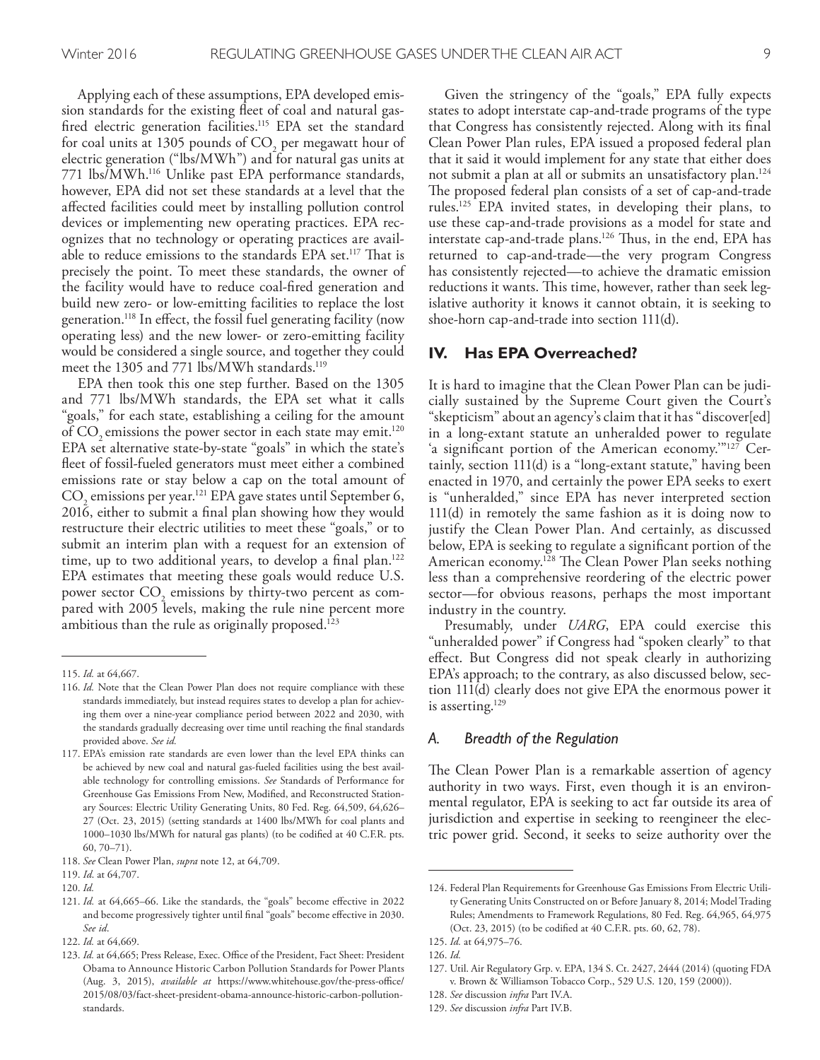Applying each of these assumptions, EPA developed emission standards for the existing fleet of coal and natural gas-fired electric generation facilities.[115] EPA set the standard for coal units at 1305 pounds of $CO_2$ per megawatt hour of electric generation ("lbs/MWh") and for natural gas units at 771 lbs/MWh.[116] Unlike past EPA performance standards, however, EPA did not set these standards at a level that the affected facilities could meet by installing pollution control devices or implementing new operating practices. EPA recognizes that no technology or operating practices are available to reduce emissions to the standards EPA set.[117] That is precisely the point. To meet these standards, the owner of the facility would have to reduce coal-fired generation and build new zero- or low-emitting facilities to replace the lost generation.[118] In effect, the fossil fuel generating facility (now operating less) and the new lower- or zero-emitting facility would be considered a single source, and together they could meet the 1305 and 771 lbs/MWh standards.[119]

EPA then took this one step further. Based on the 1305 and 771 lbs/MWh standards, the EPA set what it calls "goals," for each state, establishing a ceiling for the amount of $CO_2$ emissions the power sector in each state may emit.[120] EPA set alternative state-by-state "goals" in which the state's fleet of fossil-fueled generators must meet either a combined emissions rate or stay below a cap on the total amount of $CO_2$ emissions per year.[121] EPA gave states until September 6, 2016, either to submit a final plan showing how they would restructure their electric utilities to meet these "goals," or to submit an interim plan with a request for an extension of time, up to two additional years, to develop a final plan.[122] EPA estimates that meeting these goals would reduce U.S. power sector $CO_2$ emissions by thirty-two percent as compared with 2005 levels, making the rule nine percent more ambitious than the rule as originally proposed.[123]

Given the stringency of the "goals," EPA fully expects states to adopt interstate cap-and-trade programs of the type that Congress has consistently rejected. Along with its final Clean Power Plan rules, EPA issued a proposed federal plan that it said it would implement for any state that either does not submit a plan at all or submits an unsatisfactory plan.[124] The proposed federal plan consists of a set of cap-and-trade rules.[125] EPA invited states, in developing their plans, to use these cap-and-trade provisions as a model for state and interstate cap-and-trade plans.[126] Thus, in the end, EPA has returned to cap-and-trade—the very program Congress has consistently rejected—to achieve the dramatic emission reductions it wants. This time, however, rather than seek legislative authority it knows it cannot obtain, it is seeking to shoe-horn cap-and-trade into section 111(d).

## IV. Has EPA Overreached?

It is hard to imagine that the Clean Power Plan can be judicially sustained by the Supreme Court given the Court's "skepticism" about an agency's claim that it has "discover[ed] in a long-extant statute an unheralded power to regulate 'a significant portion of the American economy.'"[127] Certainly, section 111(d) is a "long-extant statute," having been enacted in 1970, and certainly the power EPA seeks to exert is "unheralded," since EPA has never interpreted section 111(d) in remotely the same fashion as it is doing now to justify the Clean Power Plan. And certainly, as discussed below, EPA is seeking to regulate a significant portion of the American economy.[128] The Clean Power Plan seeks nothing less than a comprehensive reordering of the electric power sector—for obvious reasons, perhaps the most important industry in the country.

Presumably, under *UARG*, EPA could exercise this "unheralded power" if Congress had "spoken clearly" to that effect. But Congress did not speak clearly in authorizing EPA's approach; to the contrary, as also discussed below, section 111(d) clearly does not give EPA the enormous power it is asserting.[129]

### *A. Breadth of the Regulation*

The Clean Power Plan is a remarkable assertion of agency authority in two ways. First, even though it is an environmental regulator, EPA is seeking to act far outside its area of jurisdiction and expertise in seeking to reengineer the electric power grid. Second, it seeks to seize authority over the

---

115. *Id.* at 64,667.

116. *Id.* Note that the Clean Power Plan does not require compliance with these standards immediately, but instead requires states to develop a plan for achieving them over a nine-year compliance period between 2022 and 2030, with the standards gradually decreasing over time until reaching the final standards provided above. *See id.*

117. EPA's emission rate standards are even lower than the level EPA thinks can be achieved by new coal and natural gas-fueled facilities using the best available technology for controlling emissions. *See* Standards of Performance for Greenhouse Gas Emissions From New, Modified, and Reconstructed Stationary Sources: Electric Utility Generating Units, 80 Fed. Reg. 64,509, 64,626–27 (Oct. 23, 2015) (setting standards at 1400 lbs/MWh for coal plants and 1000–1030 lbs/MWh for natural gas plants) (to be codified at 40 C.F.R. pts. 60, 70–71).

118. *See* Clean Power Plan, *supra* note 12, at 64,709.

119. *Id.* at 64,707.

120. *Id.*

121. *Id.* at 64,665–66. Like the standards, the "goals" become effective in 2022 and become progressively tighter until final "goals" become effective in 2030. *See id.*

122. *Id.* at 64,669.

123. *Id.* at 64,665; Press Release, Exec. Office of the President, Fact Sheet: President Obama to Announce Historic Carbon Pollution Standards for Power Plants (Aug. 3, 2015), *available at* https://www.whitehouse.gov/the-press-office/2015/08/03/fact-sheet-president-obama-announce-historic-carbon-pollution-standards.

124. Federal Plan Requirements for Greenhouse Gas Emissions From Electric Utility Generating Units Constructed on or Before January 8, 2014; Model Trading Rules; Amendments to Framework Regulations, 80 Fed. Reg. 64,965, 64,975 (Oct. 23, 2015) (to be codified at 40 C.F.R. pts. 60, 62, 78).

125. *Id.* at 64,975–76.

126. *Id.*

127. Util. Air Regulatory Grp. v. EPA, 134 S. Ct. 2427, 2444 (2014) (quoting FDA v. Brown & Williamson Tobacco Corp., 529 U.S. 120, 159 (2000)).

128. *See* discussion *infra* Part IV.A.

129. *See* discussion *infra* Part IV.B.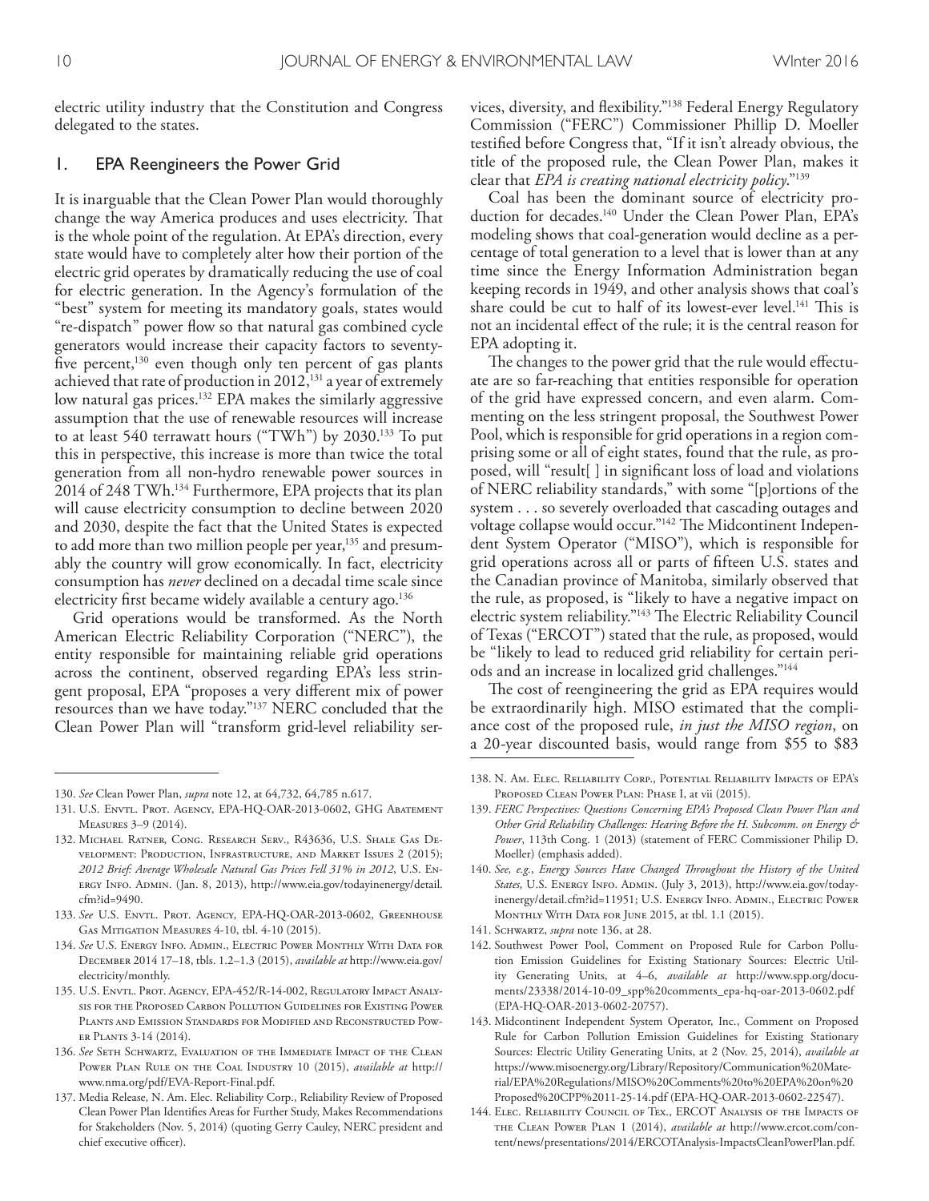electric utility industry that the Constitution and Congress delegated to the states.

### 1. EPA Reengineers the Power Grid

It is inarguable that the Clean Power Plan would thoroughly change the way America produces and uses electricity. That is the whole point of the regulation. At EPA's direction, every state would have to completely alter how their portion of the electric grid operates by dramatically reducing the use of coal for electric generation. In the Agency's formulation of the "best" system for meeting its mandatory goals, states would "re-dispatch" power flow so that natural gas combined cycle generators would increase their capacity factors to seventy-five percent,[130] even though only ten percent of gas plants achieved that rate of production in 2012,[131] a year of extremely low natural gas prices.[132] EPA makes the similarly aggressive assumption that the use of renewable resources will increase to at least 540 terrawatt hours ("TWh") by 2030.[133] To put this in perspective, this increase is more than twice the total generation from all non-hydro renewable power sources in 2014 of 248 TWh.[134] Furthermore, EPA projects that its plan will cause electricity consumption to decline between 2020 and 2030, despite the fact that the United States is expected to add more than two million people per year,[135] and presumably the country will grow economically. In fact, electricity consumption has *never* declined on a decadal time scale since electricity first became widely available a century ago.[136]

Grid operations would be transformed. As the North American Electric Reliability Corporation ("NERC"), the entity responsible for maintaining reliable grid operations across the continent, observed regarding EPA's less stringent proposal, EPA "proposes a very different mix of power resources than we have today."[137] NERC concluded that the Clean Power Plan will "transform grid-level reliability services, diversity, and flexibility."[138] Federal Energy Regulatory Commission ("FERC") Commissioner Phillip D. Moeller testified before Congress that, "If it isn't already obvious, the title of the proposed rule, the Clean Power Plan, makes it clear that *EPA is creating national electricity policy*."[139]

Coal has been the dominant source of electricity production for decades.[140] Under the Clean Power Plan, EPA's modeling shows that coal-generation would decline as a percentage of total generation to a level that is lower than at any time since the Energy Information Administration began keeping records in 1949, and other analysis shows that coal's share could be cut to half of its lowest-ever level.[141] This is not an incidental effect of the rule; it is the central reason for EPA adopting it.

The changes to the power grid that the rule would effectuate are so far-reaching that entities responsible for operation of the grid have expressed concern, and even alarm. Commenting on the less stringent proposal, the Southwest Power Pool, which is responsible for grid operations in a region comprising some or all of eight states, found that the rule, as proposed, will "result[ ] in significant loss of load and violations of NERC reliability standards," with some "[p]ortions of the system . . . so severely overloaded that cascading outages and voltage collapse would occur."[142] The Midcontinent Independent System Operator ("MISO"), which is responsible for grid operations across all or parts of fifteen U.S. states and the Canadian province of Manitoba, similarly observed that the rule, as proposed, is "likely to have a negative impact on electric system reliability."[143] The Electric Reliability Council of Texas ("ERCOT") stated that the rule, as proposed, would be "likely to lead to reduced grid reliability for certain periods and an increase in localized grid challenges."[144]

The cost of reengineering the grid as EPA requires would be extraordinarily high. MISO estimated that the compliance cost of the proposed rule, *in just the MISO region*, on a 20-year discounted basis, would range from $55 to $83

---

130. *See* Clean Power Plan, *supra* note 12, at 64,732, 64,785 n.617.

131. U.S. Envtl. Prot. Agency, EPA-HQ-OAR-2013-0602, GHG Abatement Measures 3–9 (2014).

132. Michael Ratner, Cong. Research Serv., R43636, U.S. Shale Gas Development: Production, Infrastructure, and Market Issues 2 (2015); *2012 Brief: Average Wholesale Natural Gas Prices Fell 31% in 2012*, U.S. Energy Info. Admin. (Jan. 8, 2013), http://www.eia.gov/todayinenergy/detail.cfm?id=9490.

133. *See* U.S. Envtl. Prot. Agency, EPA-HQ-OAR-2013-0602, Greenhouse Gas Mitigation Measures 4-10, tbl. 4-10 (2015).

134. *See* U.S. Energy Info. Admin., Electric Power Monthly With Data for December 2014 17–18, tbls. 1.2–1.3 (2015), *available at* http://www.eia.gov/electricity/monthly.

135. U.S. Envtl. Prot. Agency, EPA-452/R-14-002, Regulatory Impact Analysis for the Proposed Carbon Pollution Guidelines for Existing Power Plants and Emission Standards for Modified and Reconstructed Power Plants 3-14 (2014).

136. *See* Seth Schwartz, Evaluation of the Immediate Impact of the Clean Power Plan Rule on the Coal Industry 10 (2015), *available at* http://www.nma.org/pdf/EVA-Report-Final.pdf.

137. Media Release, N. Am. Elec. Reliability Corp., Reliability Review of Proposed Clean Power Plan Identifies Areas for Further Study, Makes Recommendations for Stakeholders (Nov. 5, 2014) (quoting Gerry Cauley, NERC president and chief executive officer).

138. N. Am. Elec. Reliability Corp., Potential Reliability Impacts of EPA's Proposed Clean Power Plan: Phase I, at vii (2015).

139. *FERC Perspectives: Questions Concerning EPA's Proposed Clean Power Plan and Other Grid Reliability Challenges: Hearing Before the H. Subcomm. on Energy & Power*, 113th Cong. 1 (2013) (statement of FERC Commissioner Philip D. Moeller) (emphasis added).

140. *See, e.g.*, *Energy Sources Have Changed Throughout the History of the United States*, U.S. Energy Info. Admin. (July 3, 2013), http://www.eia.gov/todayinenergy/detail.cfm?id=11951; U.S. Energy Info. Admin., Electric Power Monthly With Data for June 2015, at tbl. 1.1 (2015).

141. Schwartz, *supra* note 136, at 28.

142. Southwest Power Pool, Comment on Proposed Rule for Carbon Pollution Emission Guidelines for Existing Stationary Sources: Electric Utility Generating Units, at 4–6, *available at* http://www.spp.org/documents/23338/2014-10-09_spp%20comments_epa-hq-oar-2013-0602.pdf (EPA-HQ-OAR-2013-0602-20757).

143. Midcontinent Independent System Operator, Inc., Comment on Proposed Rule for Carbon Pollution Emission Guidelines for Existing Stationary Sources: Electric Utility Generating Units, at 2 (Nov. 25, 2014), *available at* https://www.misoenergy.org/Library/Repository/Communication%20Material/EPA%20Regulations/MISO%20Comments%20to%20EPA%20on%20Proposed%20CPP%2011-25-14.pdf (EPA-HQ-OAR-2013-0602-22547).

144. Elec. Reliability Council of Tex., ERCOT Analysis of the Impacts of the Clean Power Plan 1 (2014), *available at* http://www.ercot.com/content/news/presentations/2014/ERCOTAnalysis-ImpactsCleanPowerPlan.pdf.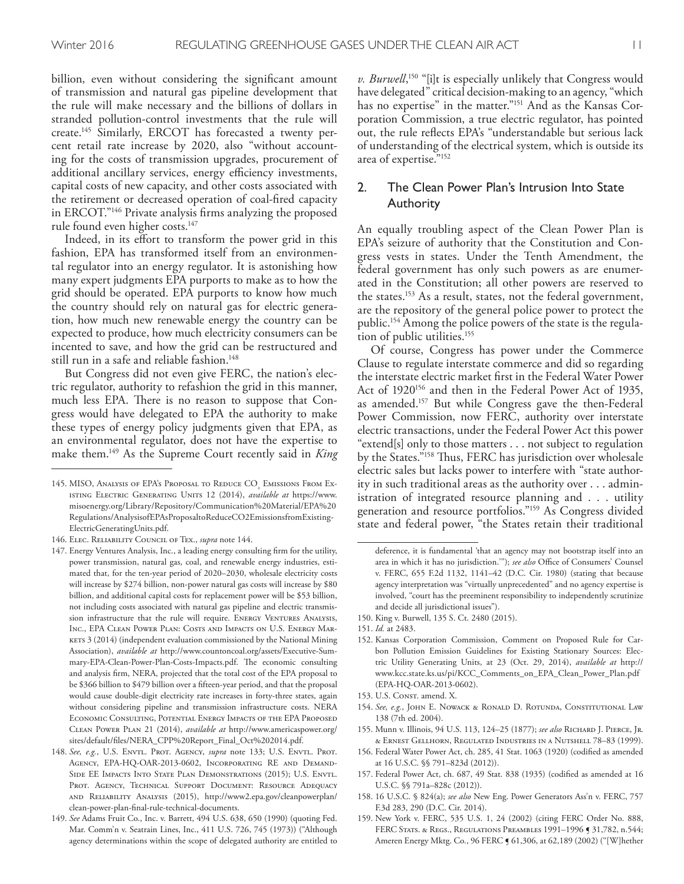billion, even without considering the significant amount of transmission and natural gas pipeline development that the rule will make necessary and the billions of dollars in stranded pollution-control investments that the rule will create.[145] Similarly, ERCOT has forecasted a twenty percent retail rate increase by 2020, also "without accounting for the costs of transmission upgrades, procurement of additional ancillary services, energy efficiency investments, capital costs of new capacity, and other costs associated with the retirement or decreased operation of coal-fired capacity in ERCOT."[146] Private analysis firms analyzing the proposed rule found even higher costs.[147]

Indeed, in its effort to transform the power grid in this fashion, EPA has transformed itself from an environmental regulator into an energy regulator. It is astonishing how many expert judgments EPA purports to make as to how the grid should be operated. EPA purports to know how much the country should rely on natural gas for electric generation, how much new renewable energy the country can be expected to produce, how much electricity consumers can be incented to save, and how the grid can be restructured and still run in a safe and reliable fashion.[148]

But Congress did not even give FERC, the nation's electric regulator, authority to refashion the grid in this manner, much less EPA. There is no reason to suppose that Congress would have delegated to EPA the authority to make these types of energy policy judgments given that EPA, as an environmental regulator, does not have the expertise to make them.[149] As the Supreme Court recently said in *King v. Burwell*,[150] "[i]t is especially unlikely that Congress would have delegated" critical decision-making to an agency, "which has no expertise" in the matter."[151] And as the Kansas Corporation Commission, a true electric regulator, has pointed out, the rule reflects EPA's "understandable but serious lack of understanding of the electrical system, which is outside its area of expertise."[152]

## 2. The Clean Power Plan's Intrusion Into State Authority

An equally troubling aspect of the Clean Power Plan is EPA's seizure of authority that the Constitution and Congress vests in states. Under the Tenth Amendment, the federal government has only such powers as are enumerated in the Constitution; all other powers are reserved to the states.[153] As a result, states, not the federal government, are the repository of the general police power to protect the public.[154] Among the police powers of the state is the regulation of public utilities.[155]

Of course, Congress has power under the Commerce Clause to regulate interstate commerce and did so regarding the interstate electric market first in the Federal Water Power Act of 1920[156] and then in the Federal Power Act of 1935, as amended.[157] But while Congress gave the then-Federal Power Commission, now FERC, authority over interstate electric transactions, under the Federal Power Act this power "extend[s] only to those matters . . . not subject to regulation by the States."[158] Thus, FERC has jurisdiction over wholesale electric sales but lacks power to interfere with "state authority in such traditional areas as the authority over . . . administration of integrated resource planning and . . . utility generation and resource portfolios."[159] As Congress divided state and federal power, "the States retain their traditional

---

145. MISO, Analysis of EPA's Proposal to Reduce $CO_2$ Emissions From Existing Electric Generating Units 12 (2014), *available at* https://www.misoenergy.org/Library/Repository/Communication%20Material/EPA%20Regulations/AnalysisofEPAsProposaltoReduceCO2EmissionsfromExistingElectricGeneratingUnits.pdf.

146. Elec. Reliability Council of Tex., *supra* note 144.

147. Energy Ventures Analysis, Inc., a leading energy consulting firm for the utility, power transmission, natural gas, coal, and renewable energy industries, estimated that, for the ten-year period of 2020–2030, wholesale electricity costs will increase by $274 billion, non-power natural gas costs will increase by $80 billion, and additional capital costs for replacement power will be $53 billion, not including costs associated with natural gas pipeline and electric transmission infrastructure that the rule will require. Energy Ventures Analysis, Inc., EPA Clean Power Plan: Costs and Impacts on U.S. Energy Markets 3 (2014) (independent evaluation commissioned by the National Mining Association), *available at* http://www.countoncoal.org/assets/Executive-Summary-EPA-Clean-Power-Plan-Costs-Impacts.pdf. The economic consulting and analysis firm, NERA, projected that the total cost of the EPA proposal to be $366 billion to $479 billion over a fifteen-year period, and that the proposal would cause double-digit electricity rate increases in forty-three states, again without considering pipeline and transmission infrastructure costs. NERA Economic Consulting, Potential Energy Impacts of the EPA Proposed Clean Power Plan 21 (2014), *available at* http://www.americaspower.org/sites/default/files/NERA_CPP%20Report_Final_Oct%202014.pdf.

148. *See, e.g.*, U.S. Envtl. Prot. Agency, *supra* note 133; U.S. Envtl. Prot. Agency, EPA-HQ-OAR-2013-0602, Incorporating RE and Demand-Side EE Impacts Into State Plan Demonstrations (2015); U.S. Envtl. Prot. Agency, Technical Support Document: Resource Adequacy and Reliability Analysis (2015), http://www2.epa.gov/cleanpowerplan/clean-power-plan-final-rule-technical-documents.

149. *See* Adams Fruit Co., Inc. v. Barrett, 494 U.S. 638, 650 (1990) (quoting Fed. Mar. Comm'n v. Seatrain Lines, Inc., 411 U.S. 726, 745 (1973)) ("Although agency determinations within the scope of delegated authority are entitled to deference, it is fundamental 'that an agency may not bootstrap itself into an area in which it has no jurisdiction.'"); *see also* Office of Consumers' Counsel v. FERC, 655 F.2d 1132, 1141–42 (D.C. Cir. 1980) (stating that because agency interpretation was "virtually unprecedented" and no agency expertise is involved, "court has the preeminent responsibility to independently scrutinize and decide all jurisdictional issues").

150. King v. Burwell, 135 S. Ct. 2480 (2015).

151. *Id.* at 2483.

152. Kansas Corporation Commission, Comment on Proposed Rule for Carbon Pollution Emission Guidelines for Existing Stationary Sources: Electric Utility Generating Units, at 23 (Oct. 29, 2014), *available at* http://www.kcc.state.ks.us/pi/KCC_Comments_on_EPA_Clean_Power_Plan.pdf (EPA-HQ-OAR-2013-0602).

153. U.S. Const. amend. X.

154. *See, e.g.*, John E. Nowack & Ronald D. Rotunda, Constitutional Law 138 (7th ed. 2004).

155. Munn v. Illinois, 94 U.S. 113, 124–25 (1877); *see also* Richard J. Pierce, Jr. & Ernest Gellhorn, Regulated Industries in a Nutshell 78–83 (1999).

156. Federal Water Power Act, ch. 285, 41 Stat. 1063 (1920) (codified as amended at 16 U.S.C. §§ 791–823d (2012)).

157. Federal Power Act, ch. 687, 49 Stat. 838 (1935) (codified as amended at 16 U.S.C. §§ 791a–828c (2012)).

158. 16 U.S.C. § 824(a); *see also* New Eng. Power Generators Ass'n v. FERC, 757 F.3d 283, 290 (D.C. Cir. 2014).

159. New York v. FERC, 535 U.S. 1, 24 (2002) (citing FERC Order No. 888, FERC Stats. & Regs., Regulations Preambles 1991–1996 ¶ 31,782, n.544; Ameren Energy Mktg. Co., 96 FERC ¶ 61,306, at 62,189 (2002) ("[W]hether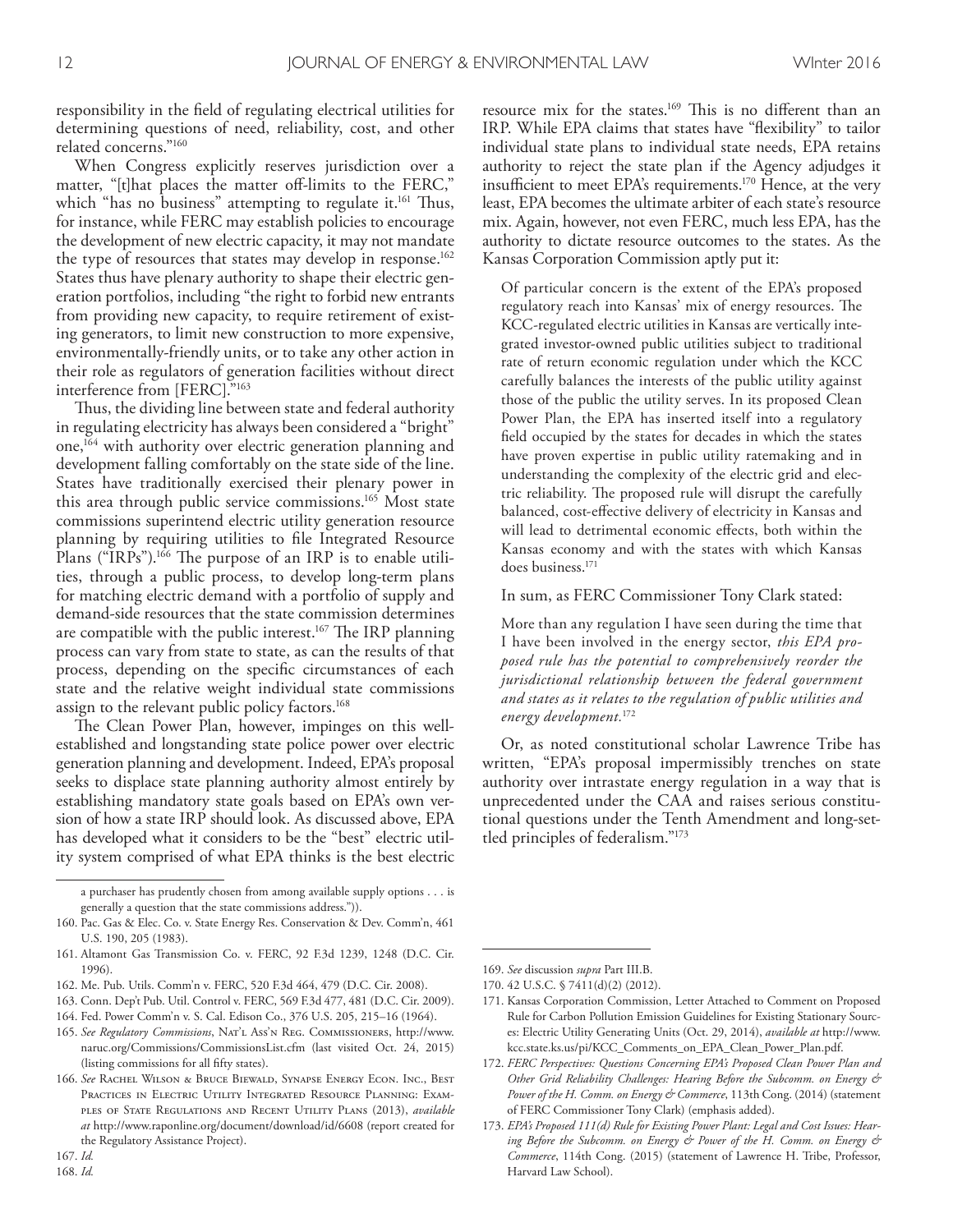responsibility in the field of regulating electrical utilities for determining questions of need, reliability, cost, and other related concerns."[160]

When Congress explicitly reserves jurisdiction over a matter, "[t]hat places the matter off-limits to the FERC," which "has no business" attempting to regulate it.[161] Thus, for instance, while FERC may establish policies to encourage the development of new electric capacity, it may not mandate the type of resources that states may develop in response.[162] States thus have plenary authority to shape their electric generation portfolios, including "the right to forbid new entrants from providing new capacity, to require retirement of existing generators, to limit new construction to more expensive, environmentally-friendly units, or to take any other action in their role as regulators of generation facilities without direct interference from [FERC]."[163]

Thus, the dividing line between state and federal authority in regulating electricity has always been considered a "bright" one,[164] with authority over electric generation planning and development falling comfortably on the state side of the line. States have traditionally exercised their plenary power in this area through public service commissions.[165] Most state commissions superintend electric utility generation resource planning by requiring utilities to file Integrated Resource Plans ("IRPs").[166] The purpose of an IRP is to enable utilities, through a public process, to develop long-term plans for matching electric demand with a portfolio of supply and demand-side resources that the state commission determines are compatible with the public interest.[167] The IRP planning process can vary from state to state, as can the results of that process, depending on the specific circumstances of each state and the relative weight individual state commissions assign to the relevant public policy factors.[168]

The Clean Power Plan, however, impinges on this well-established and longstanding state police power over electric generation planning and development. Indeed, EPA's proposal seeks to displace state planning authority almost entirely by establishing mandatory state goals based on EPA's own version of how a state IRP should look. As discussed above, EPA has developed what it considers to be the "best" electric utility system comprised of what EPA thinks is the best electric resource mix for the states.[169] This is no different than an IRP. While EPA claims that states have "flexibility" to tailor individual state plans to individual state needs, EPA retains authority to reject the state plan if the Agency adjudges it insufficient to meet EPA's requirements.[170] Hence, at the very least, EPA becomes the ultimate arbiter of each state's resource mix. Again, however, not even FERC, much less EPA, has the authority to dictate resource outcomes to the states. As the Kansas Corporation Commission aptly put it:

> Of particular concern is the extent of the EPA's proposed regulatory reach into Kansas' mix of energy resources. The KCC-regulated electric utilities in Kansas are vertically integrated investor-owned public utilities subject to traditional rate of return economic regulation under which the KCC carefully balances the interests of the public utility against those of the public the utility serves. In its proposed Clean Power Plan, the EPA has inserted itself into a regulatory field occupied by the states for decades in which the states have proven expertise in public utility ratemaking and in understanding the complexity of the electric grid and electric reliability. The proposed rule will disrupt the carefully balanced, cost-effective delivery of electricity in Kansas and will lead to detrimental economic effects, both within the Kansas economy and with the states with which Kansas does business.[171]

In sum, as FERC Commissioner Tony Clark stated:

> More than any regulation I have seen during the time that I have been involved in the energy sector, *this EPA proposed rule has the potential to comprehensively reorder the jurisdictional relationship between the federal government and states as it relates to the regulation of public utilities and energy development.*[172]

Or, as noted constitutional scholar Lawrence Tribe has written, "EPA's proposal impermissibly trenches on state authority over intrastate energy regulation in a way that is unprecedented under the CAA and raises serious constitutional questions under the Tenth Amendment and long-settled principles of federalism."[173]

---

a purchaser has prudently chosen from among available supply options . . . is generally a question that the state commissions address.")).

160. Pac. Gas & Elec. Co. v. State Energy Res. Conservation & Dev. Comm'n, 461 U.S. 190, 205 (1983).

161. Altamont Gas Transmission Co. v. FERC, 92 F.3d 1239, 1248 (D.C. Cir. 1996).

162. Me. Pub. Utils. Comm'n v. FERC, 520 F.3d 464, 479 (D.C. Cir. 2008).

163. Conn. Dep't Pub. Util. Control v. FERC, 569 F.3d 477, 481 (D.C. Cir. 2009).

164. Fed. Power Comm'n v. S. Cal. Edison Co., 376 U.S. 205, 215–16 (1964).

165. *See Regulatory Commissions*, Nat'l Ass'n Reg. Commissioners, http://www.naruc.org/Commissions/CommissionsList.cfm (last visited Oct. 24, 2015) (listing commissions for all fifty states).

166. *See* Rachel Wilson & Bruce Biewald, Synapse Energy Econ. Inc., Best Practices in Electric Utility Integrated Resource Planning: Examples of State Regulations and Recent Utility Plans (2013), *available at* http://www.raponline.org/document/download/id/6608 (report created for the Regulatory Assistance Project).

167. *Id.*

168. *Id.*

169. *See* discussion *supra* Part III.B.

170. 42 U.S.C. § 7411(d)(2) (2012).

171. Kansas Corporation Commission, Letter Attached to Comment on Proposed Rule for Carbon Pollution Emission Guidelines for Existing Stationary Sources: Electric Utility Generating Units (Oct. 29, 2014), *available at* http://www.kcc.state.ks.us/pi/KCC_Comments_on_EPA_Clean_Power_Plan.pdf.

172. *FERC Perspectives: Questions Concerning EPA's Proposed Clean Power Plan and Other Grid Reliability Challenges: Hearing Before the Subcomm. on Energy & Power of the H. Comm. on Energy & Commerce*, 113th Cong. (2014) (statement of FERC Commissioner Tony Clark) (emphasis added).

173. *EPA's Proposed 111(d) Rule for Existing Power Plant: Legal and Cost Issues: Hearing Before the Subcomm. on Energy & Power of the H. Comm. on Energy & Commerce*, 114th Cong. (2015) (statement of Lawrence H. Tribe, Professor, Harvard Law School).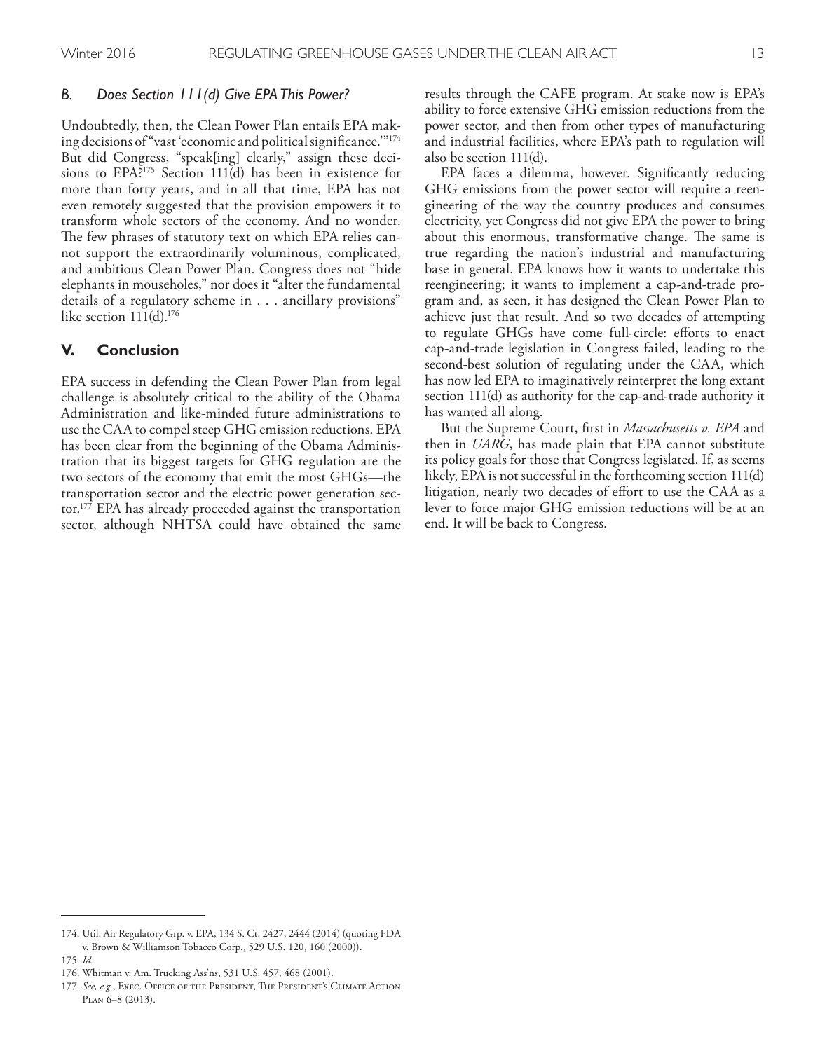### B. Does Section 111(d) Give EPA This Power?

Undoubtedly, then, the Clean Power Plan entails EPA making decisions of "vast 'economic and political significance.'"[174] But did Congress, "speak[ing] clearly," assign these decisions to EPA?[175] Section 111(d) has been in existence for more than forty years, and in all that time, EPA has not even remotely suggested that the provision empowers it to transform whole sectors of the economy. And no wonder. The few phrases of statutory text on which EPA relies cannot support the extraordinarily voluminous, complicated, and ambitious Clean Power Plan. Congress does not "hide elephants in mouseholes," nor does it "alter the fundamental details of a regulatory scheme in . . . ancillary provisions" like section 111(d).[176]

## V. Conclusion

EPA success in defending the Clean Power Plan from legal challenge is absolutely critical to the ability of the Obama Administration and like-minded future administrations to use the CAA to compel steep GHG emission reductions. EPA has been clear from the beginning of the Obama Administration that its biggest targets for GHG regulation are the two sectors of the economy that emit the most GHGs—the transportation sector and the electric power generation sector.[177] EPA has already proceeded against the transportation sector, although NHTSA could have obtained the same results through the CAFE program. At stake now is EPA's ability to force extensive GHG emission reductions from the power sector, and then from other types of manufacturing and industrial facilities, where EPA's path to regulation will also be section 111(d).

EPA faces a dilemma, however. Significantly reducing GHG emissions from the power sector will require a reengineering of the way the country produces and consumes electricity, yet Congress did not give EPA the power to bring about this enormous, transformative change. The same is true regarding the nation's industrial and manufacturing base in general. EPA knows how it wants to undertake this reengineering; it wants to implement a cap-and-trade program and, as seen, it has designed the Clean Power Plan to achieve just that result. And so two decades of attempting to regulate GHGs have come full-circle: efforts to enact cap-and-trade legislation in Congress failed, leading to the second-best solution of regulating under the CAA, which has now led EPA to imaginatively reinterpret the long extant section 111(d) as authority for the cap-and-trade authority it has wanted all along.

But the Supreme Court, first in *Massachusetts v. EPA* and then in *UARG*, has made plain that EPA cannot substitute its policy goals for those that Congress legislated. If, as seems likely, EPA is not successful in the forthcoming section 111(d) litigation, nearly two decades of effort to use the CAA as a lever to force major GHG emission reductions will be at an end. It will be back to Congress.

---

174. Util. Air Regulatory Grp. v. EPA, 134 S. Ct. 2427, 2444 (2014) (quoting FDA v. Brown & Williamson Tobacco Corp., 529 U.S. 120, 160 (2000)).

175. *Id.*

176. Whitman v. Am. Trucking Ass'ns, 531 U.S. 457, 468 (2001).

177. *See, e.g.*, Exec. Office of the President, The President's Climate Action Plan 6–8 (2013).